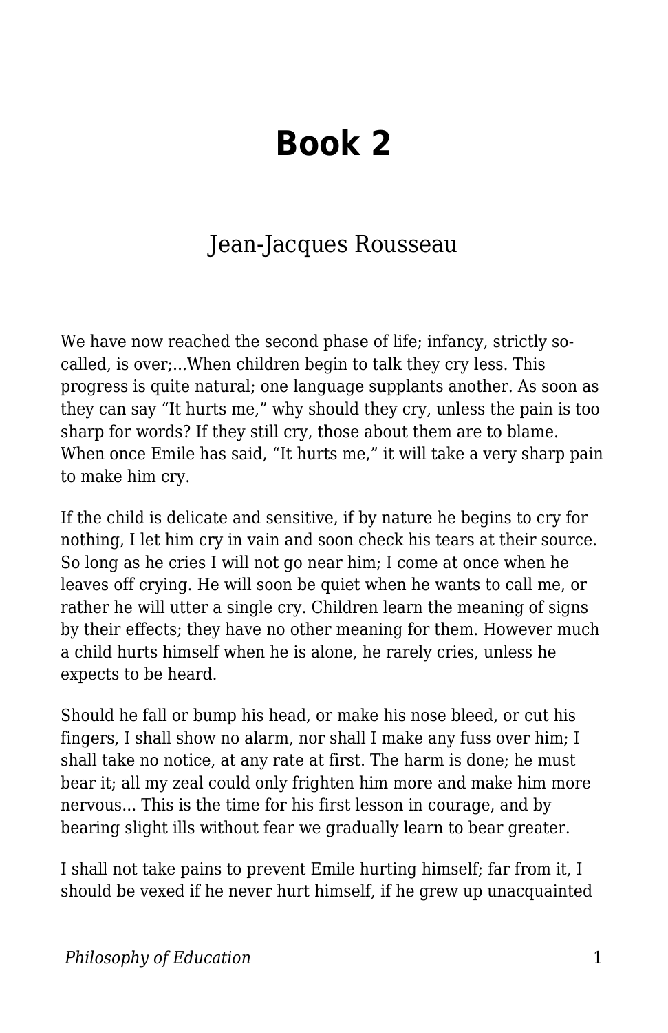# Book 2

## Jean-Jacques Rousseau

We have now reached the second phase of life; infancy, strictly so-called, is over;...When children begin to talk they cry less. This progress is quite natural; one language supplants another. As soon as they can say “It hurts me,” why should they cry, unless the pain is too sharp for words? If they still cry, those about them are to blame. When once Emile has said, “It hurts me,” it will take a very sharp pain to make him cry.

If the child is delicate and sensitive, if by nature he begins to cry for nothing, I let him cry in vain and soon check his tears at their source. So long as he cries I will not go near him; I come at once when he leaves off crying. He will soon be quiet when he wants to call me, or rather he will utter a single cry. Children learn the meaning of signs by their effects; they have no other meaning for them. However much a child hurts himself when he is alone, he rarely cries, unless he expects to be heard.

Should he fall or bump his head, or make his nose bleed, or cut his fingers, I shall show no alarm, nor shall I make any fuss over him; I shall take no notice, at any rate at first. The harm is done; he must bear it; all my zeal could only frighten him more and make him more nervous... This is the time for his first lesson in courage, and by bearing slight ills without fear we gradually learn to bear greater.

I shall not take pains to prevent Emile hurting himself; far from it, I should be vexed if he never hurt himself, if he grew up unacquainted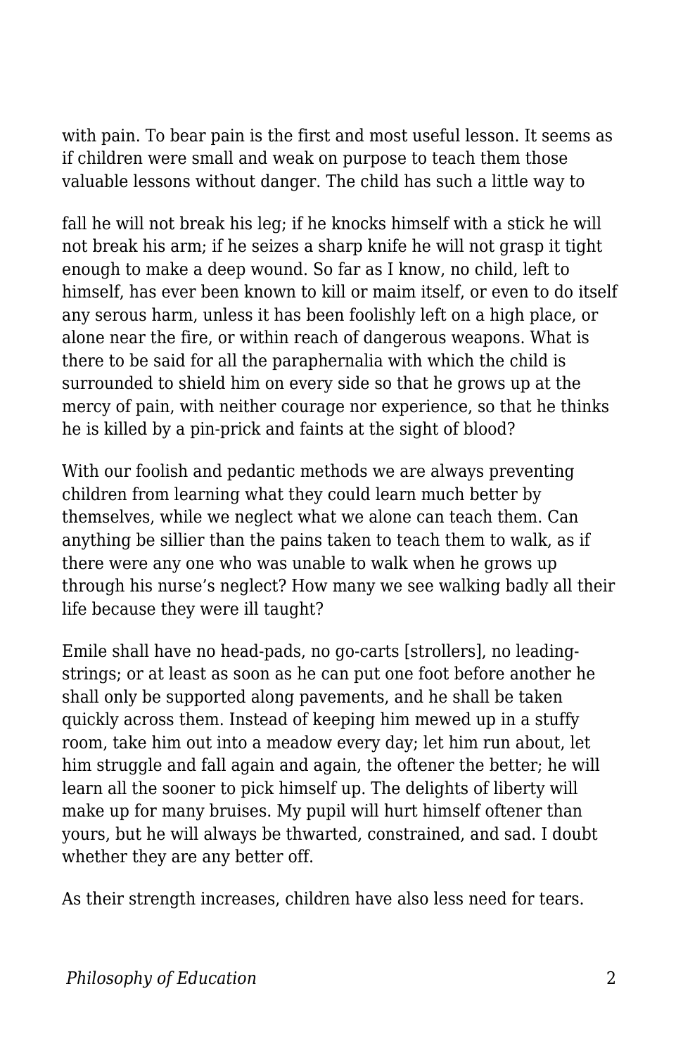with pain. To bear pain is the first and most useful lesson. It seems as if children were small and weak on purpose to teach them those valuable lessons without danger. The child has such a little way to

fall he will not break his leg; if he knocks himself with a stick he will not break his arm; if he seizes a sharp knife he will not grasp it tight enough to make a deep wound. So far as I know, no child, left to himself, has ever been known to kill or maim itself, or even to do itself any serous harm, unless it has been foolishly left on a high place, or alone near the fire, or within reach of dangerous weapons. What is there to be said for all the paraphernalia with which the child is surrounded to shield him on every side so that he grows up at the mercy of pain, with neither courage nor experience, so that he thinks he is killed by a pin-prick and faints at the sight of blood?

With our foolish and pedantic methods we are always preventing children from learning what they could learn much better by themselves, while we neglect what we alone can teach them. Can anything be sillier than the pains taken to teach them to walk, as if there were any one who was unable to walk when he grows up through his nurse's neglect? How many we see walking badly all their life because they were ill taught?

Emile shall have no head-pads, no go-carts [strollers], no leading-strings; or at least as soon as he can put one foot before another he shall only be supported along pavements, and he shall be taken quickly across them. Instead of keeping him mewed up in a stuffy room, take him out into a meadow every day; let him run about, let him struggle and fall again and again, the oftener the better; he will learn all the sooner to pick himself up. The delights of liberty will make up for many bruises. My pupil will hurt himself oftener than yours, but he will always be thwarted, constrained, and sad. I doubt whether they are any better off.

As their strength increases, children have also less need for tears.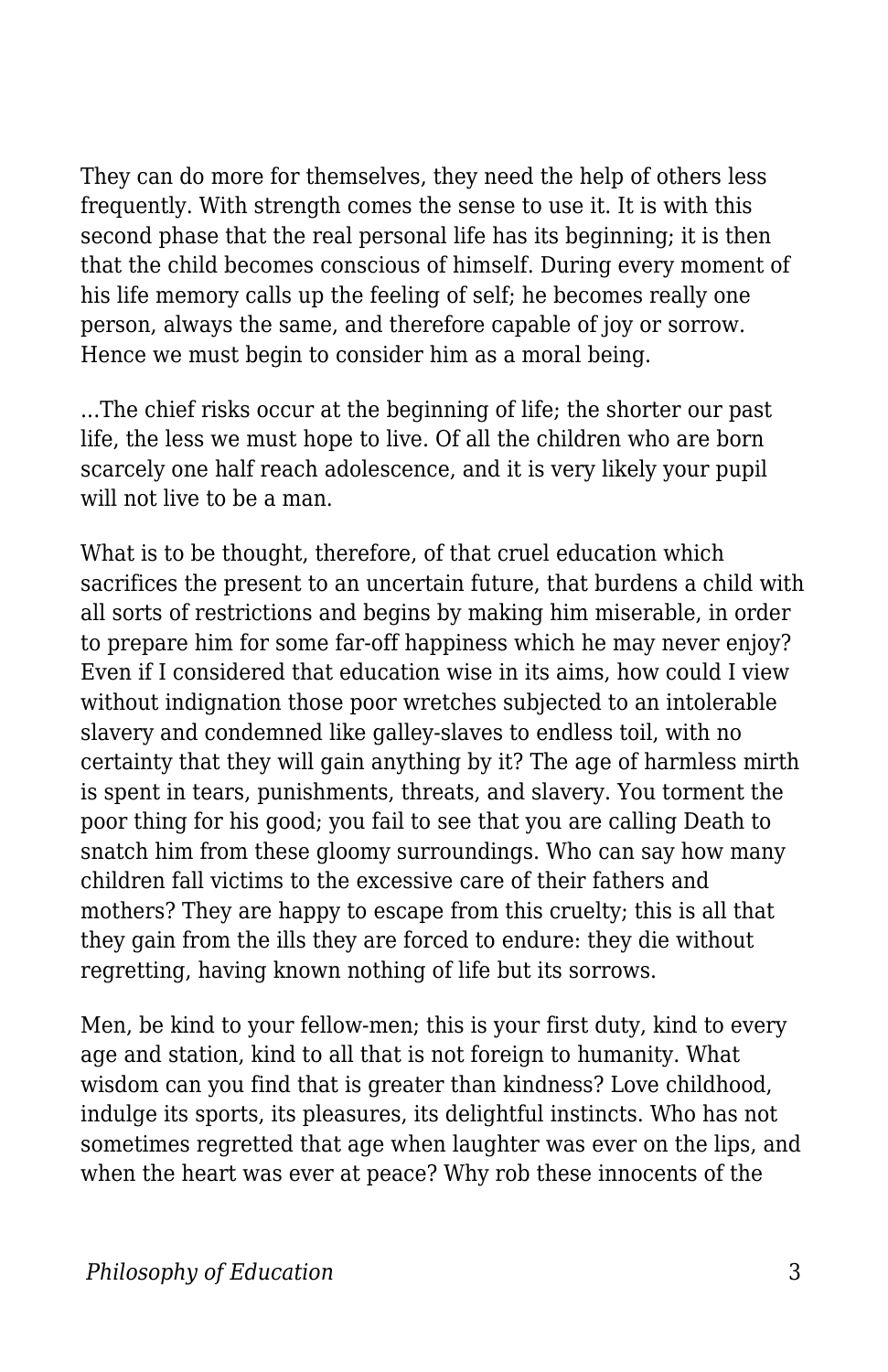They can do more for themselves, they need the help of others less frequently. With strength comes the sense to use it. It is with this second phase that the real personal life has its beginning; it is then that the child becomes conscious of himself. During every moment of his life memory calls up the feeling of self; he becomes really one person, always the same, and therefore capable of joy or sorrow. Hence we must begin to consider him as a moral being.

...The chief risks occur at the beginning of life; the shorter our past life, the less we must hope to live. Of all the children who are born scarcely one half reach adolescence, and it is very likely your pupil will not live to be a man.

What is to be thought, therefore, of that cruel education which sacrifices the present to an uncertain future, that burdens a child with all sorts of restrictions and begins by making him miserable, in order to prepare him for some far-off happiness which he may never enjoy? Even if I considered that education wise in its aims, how could I view without indignation those poor wretches subjected to an intolerable slavery and condemned like galley-slaves to endless toil, with no certainty that they will gain anything by it? The age of harmless mirth is spent in tears, punishments, threats, and slavery. You torment the poor thing for his good; you fail to see that you are calling Death to snatch him from these gloomy surroundings. Who can say how many children fall victims to the excessive care of their fathers and mothers? They are happy to escape from this cruelty; this is all that they gain from the ills they are forced to endure: they die without regretting, having known nothing of life but its sorrows.

Men, be kind to your fellow-men; this is your first duty, kind to every age and station, kind to all that is not foreign to humanity. What wisdom can you find that is greater than kindness? Love childhood, indulge its sports, its pleasures, its delightful instincts. Who has not sometimes regretted that age when laughter was ever on the lips, and when the heart was ever at peace? Why rob these innocents of the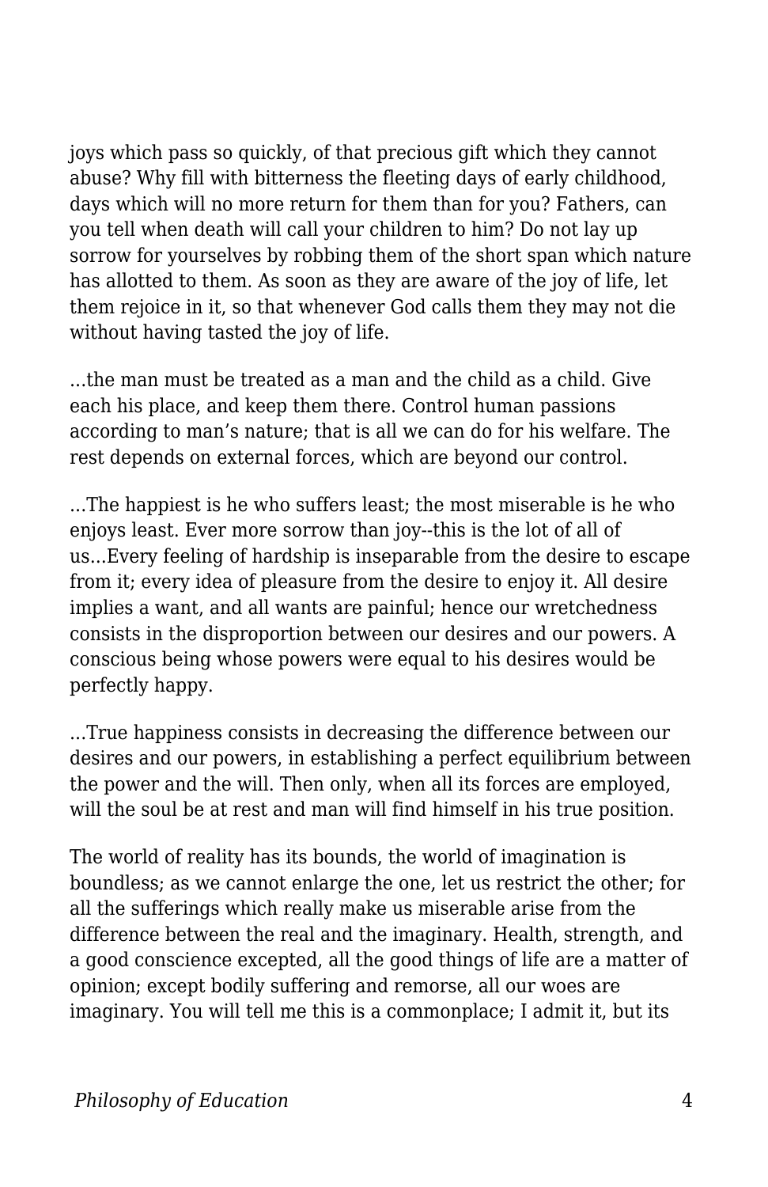joys which pass so quickly, of that precious gift which they cannot abuse? Why fill with bitterness the fleeting days of early childhood, days which will no more return for them than for you? Fathers, can you tell when death will call your children to him? Do not lay up sorrow for yourselves by robbing them of the short span which nature has allotted to them. As soon as they are aware of the joy of life, let them rejoice in it, so that whenever God calls them they may not die without having tasted the joy of life.

...the man must be treated as a man and the child as a child. Give each his place, and keep them there. Control human passions according to man's nature; that is all we can do for his welfare. The rest depends on external forces, which are beyond our control.

...The happiest is he who suffers least; the most miserable is he who enjoys least. Ever more sorrow than joy--this is the lot of all of us...Every feeling of hardship is inseparable from the desire to escape from it; every idea of pleasure from the desire to enjoy it. All desire implies a want, and all wants are painful; hence our wretchedness consists in the disproportion between our desires and our powers. A conscious being whose powers were equal to his desires would be perfectly happy.

...True happiness consists in decreasing the difference between our desires and our powers, in establishing a perfect equilibrium between the power and the will. Then only, when all its forces are employed, will the soul be at rest and man will find himself in his true position.

The world of reality has its bounds, the world of imagination is boundless; as we cannot enlarge the one, let us restrict the other; for all the sufferings which really make us miserable arise from the difference between the real and the imaginary. Health, strength, and a good conscience excepted, all the good things of life are a matter of opinion; except bodily suffering and remorse, all our woes are imaginary. You will tell me this is a commonplace; I admit it, but its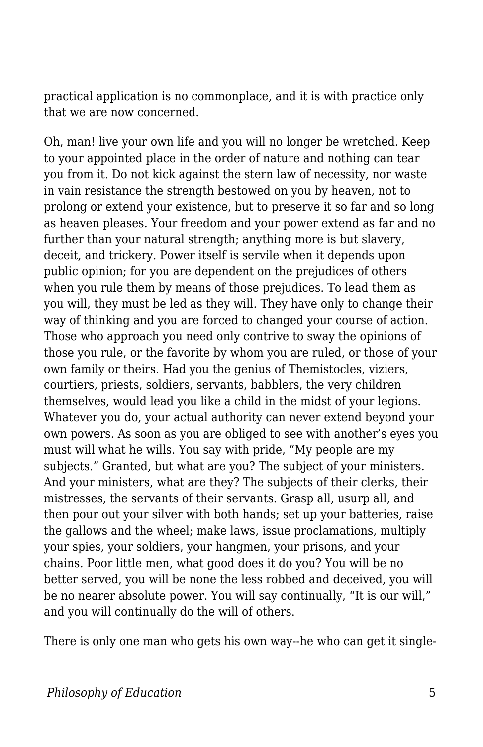practical application is no commonplace, and it is with practice only that we are now concerned.

Oh, man! live your own life and you will no longer be wretched. Keep to your appointed place in the order of nature and nothing can tear you from it. Do not kick against the stern law of necessity, nor waste in vain resistance the strength bestowed on you by heaven, not to prolong or extend your existence, but to preserve it so far and so long as heaven pleases. Your freedom and your power extend as far and no further than your natural strength; anything more is but slavery, deceit, and trickery. Power itself is servile when it depends upon public opinion; for you are dependent on the prejudices of others when you rule them by means of those prejudices. To lead them as you will, they must be led as they will. They have only to change their way of thinking and you are forced to changed your course of action. Those who approach you need only contrive to sway the opinions of those you rule, or the favorite by whom you are ruled, or those of your own family or theirs. Had you the genius of Themistocles, viziers, courtiers, priests, soldiers, servants, babblers, the very children themselves, would lead you like a child in the midst of your legions. Whatever you do, your actual authority can never extend beyond your own powers. As soon as you are obliged to see with another's eyes you must will what he wills. You say with pride, "My people are my subjects." Granted, but what are you? The subject of your ministers. And your ministers, what are they? The subjects of their clerks, their mistresses, the servants of their servants. Grasp all, usurp all, and then pour out your silver with both hands; set up your batteries, raise the gallows and the wheel; make laws, issue proclamations, multiply your spies, your soldiers, your hangmen, your prisons, and your chains. Poor little men, what good does it do you? You will be no better served, you will be none the less robbed and deceived, you will be no nearer absolute power. You will say continually, "It is our will," and you will continually do the will of others.

There is only one man who gets his own way--he who can get it single-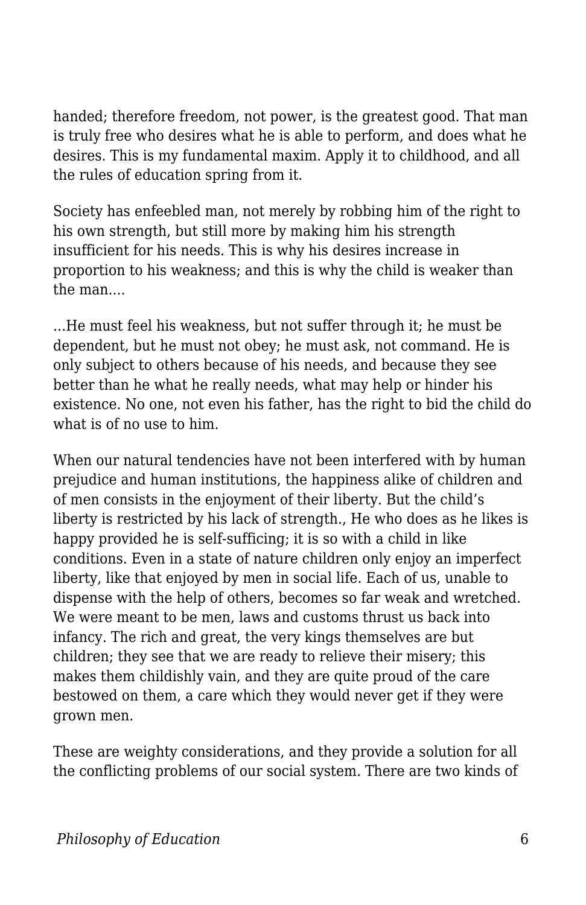handed; therefore freedom, not power, is the greatest good. That man is truly free who desires what he is able to perform, and does what he desires. This is my fundamental maxim. Apply it to childhood, and all the rules of education spring from it.

Society has enfeebled man, not merely by robbing him of the right to his own strength, but still more by making him his strength insufficient for his needs. This is why his desires increase in proportion to his weakness; and this is why the child is weaker than the man....

...He must feel his weakness, but not suffer through it; he must be dependent, but he must not obey; he must ask, not command. He is only subject to others because of his needs, and because they see better than he what he really needs, what may help or hinder his existence. No one, not even his father, has the right to bid the child do what is of no use to him.

When our natural tendencies have not been interfered with by human prejudice and human institutions, the happiness alike of children and of men consists in the enjoyment of their liberty. But the child's liberty is restricted by his lack of strength., He who does as he likes is happy provided he is self-sufficing; it is so with a child in like conditions. Even in a state of nature children only enjoy an imperfect liberty, like that enjoyed by men in social life. Each of us, unable to dispense with the help of others, becomes so far weak and wretched. We were meant to be men, laws and customs thrust us back into infancy. The rich and great, the very kings themselves are but children; they see that we are ready to relieve their misery; this makes them childishly vain, and they are quite proud of the care bestowed on them, a care which they would never get if they were grown men.

These are weighty considerations, and they provide a solution for all the conflicting problems of our social system. There are two kinds of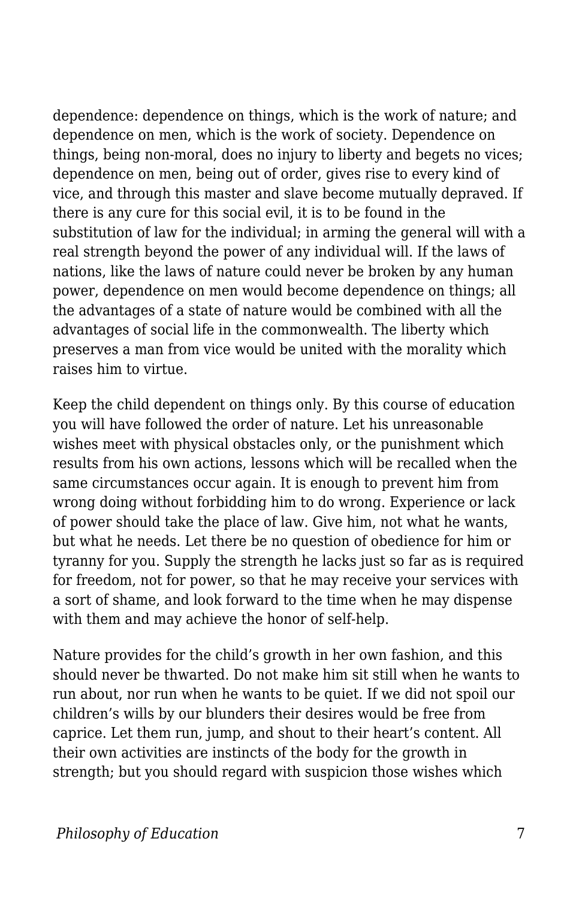dependence: dependence on things, which is the work of nature; and dependence on men, which is the work of society. Dependence on things, being non-moral, does no injury to liberty and begets no vices; dependence on men, being out of order, gives rise to every kind of vice, and through this master and slave become mutually depraved. If there is any cure for this social evil, it is to be found in the substitution of law for the individual; in arming the general will with a real strength beyond the power of any individual will. If the laws of nations, like the laws of nature could never be broken by any human power, dependence on men would become dependence on things; all the advantages of a state of nature would be combined with all the advantages of social life in the commonwealth. The liberty which preserves a man from vice would be united with the morality which raises him to virtue.

Keep the child dependent on things only. By this course of education you will have followed the order of nature. Let his unreasonable wishes meet with physical obstacles only, or the punishment which results from his own actions, lessons which will be recalled when the same circumstances occur again. It is enough to prevent him from wrong doing without forbidding him to do wrong. Experience or lack of power should take the place of law. Give him, not what he wants, but what he needs. Let there be no question of obedience for him or tyranny for you. Supply the strength he lacks just so far as is required for freedom, not for power, so that he may receive your services with a sort of shame, and look forward to the time when he may dispense with them and may achieve the honor of self-help.

Nature provides for the child's growth in her own fashion, and this should never be thwarted. Do not make him sit still when he wants to run about, nor run when he wants to be quiet. If we did not spoil our children's wills by our blunders their desires would be free from caprice. Let them run, jump, and shout to their heart's content. All their own activities are instincts of the body for the growth in strength; but you should regard with suspicion those wishes which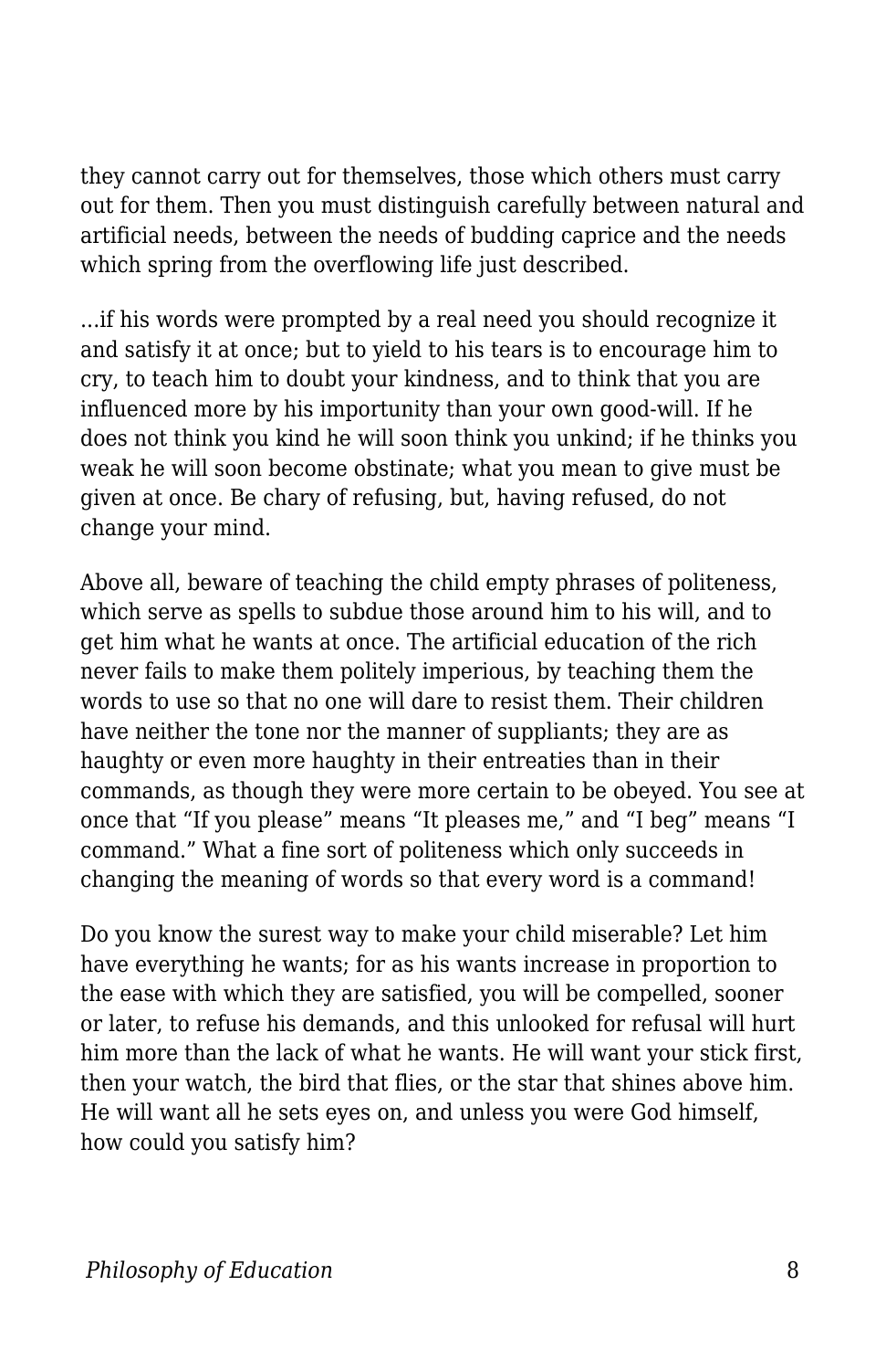they cannot carry out for themselves, those which others must carry out for them. Then you must distinguish carefully between natural and artificial needs, between the needs of budding caprice and the needs which spring from the overflowing life just described.

...if his words were prompted by a real need you should recognize it and satisfy it at once; but to yield to his tears is to encourage him to cry, to teach him to doubt your kindness, and to think that you are influenced more by his importunity than your own good-will. If he does not think you kind he will soon think you unkind; if he thinks you weak he will soon become obstinate; what you mean to give must be given at once. Be chary of refusing, but, having refused, do not change your mind.

Above all, beware of teaching the child empty phrases of politeness, which serve as spells to subdue those around him to his will, and to get him what he wants at once. The artificial education of the rich never fails to make them politely imperious, by teaching them the words to use so that no one will dare to resist them. Their children have neither the tone nor the manner of suppliants; they are as haughty or even more haughty in their entreaties than in their commands, as though they were more certain to be obeyed. You see at once that "If you please" means "It pleases me," and "I beg" means "I command." What a fine sort of politeness which only succeeds in changing the meaning of words so that every word is a command!

Do you know the surest way to make your child miserable? Let him have everything he wants; for as his wants increase in proportion to the ease with which they are satisfied, you will be compelled, sooner or later, to refuse his demands, and this unlooked for refusal will hurt him more than the lack of what he wants. He will want your stick first, then your watch, the bird that flies, or the star that shines above him. He will want all he sets eyes on, and unless you were God himself, how could you satisfy him?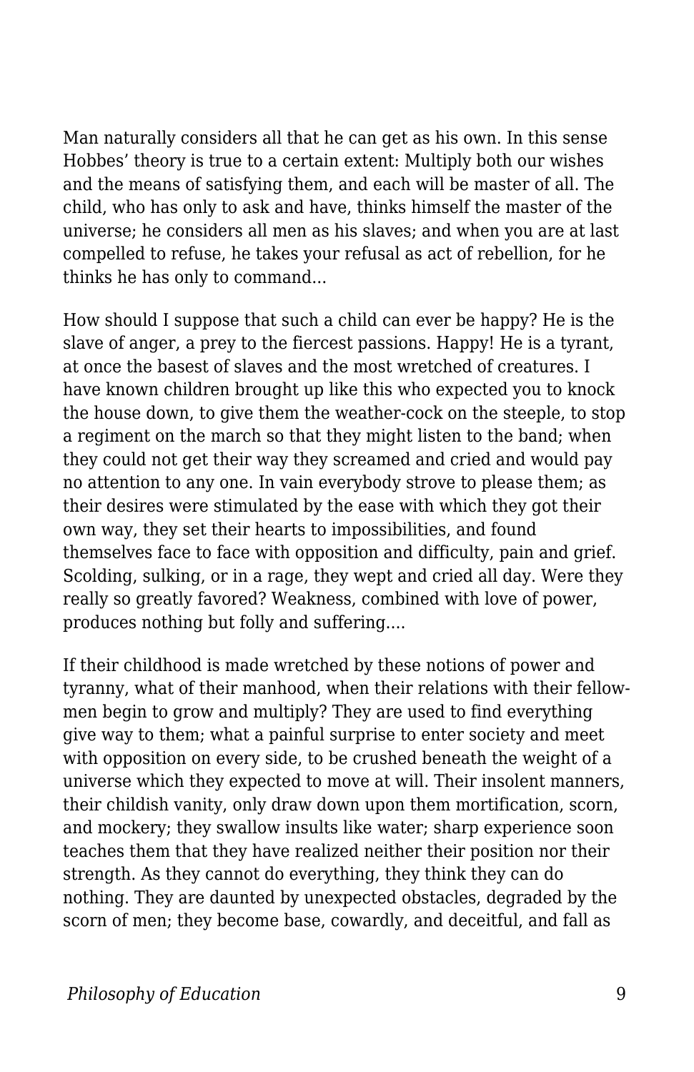Man naturally considers all that he can get as his own. In this sense Hobbes' theory is true to a certain extent: Multiply both our wishes and the means of satisfying them, and each will be master of all. The child, who has only to ask and have, thinks himself the master of the universe; he considers all men as his slaves; and when you are at last compelled to refuse, he takes your refusal as act of rebellion, for he thinks he has only to command...

How should I suppose that such a child can ever be happy? He is the slave of anger, a prey to the fiercest passions. Happy! He is a tyrant, at once the basest of slaves and the most wretched of creatures. I have known children brought up like this who expected you to knock the house down, to give them the weather-cock on the steeple, to stop a regiment on the march so that they might listen to the band; when they could not get their way they screamed and cried and would pay no attention to any one. In vain everybody strove to please them; as their desires were stimulated by the ease with which they got their own way, they set their hearts to impossibilities, and found themselves face to face with opposition and difficulty, pain and grief. Scolding, sulking, or in a rage, they wept and cried all day. Were they really so greatly favored? Weakness, combined with love of power, produces nothing but folly and suffering....

If their childhood is made wretched by these notions of power and tyranny, what of their manhood, when their relations with their fellow-men begin to grow and multiply? They are used to find everything give way to them; what a painful surprise to enter society and meet with opposition on every side, to be crushed beneath the weight of a universe which they expected to move at will. Their insolent manners, their childish vanity, only draw down upon them mortification, scorn, and mockery; they swallow insults like water; sharp experience soon teaches them that they have realized neither their position nor their strength. As they cannot do everything, they think they can do nothing. They are daunted by unexpected obstacles, degraded by the scorn of men; they become base, cowardly, and deceitful, and fall as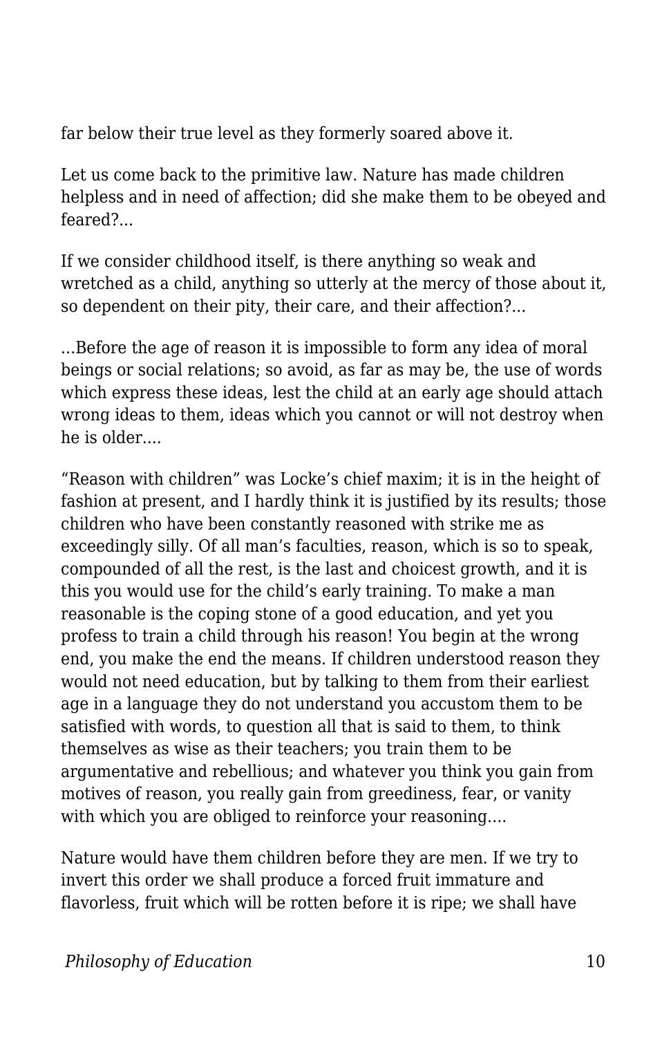far below their true level as they formerly soared above it.

Let us come back to the primitive law. Nature has made children helpless and in need of affection; did she make them to be obeyed and feared?...

If we consider childhood itself, is there anything so weak and wretched as a child, anything so utterly at the mercy of those about it, so dependent on their pity, their care, and their affection?...

...Before the age of reason it is impossible to form any idea of moral beings or social relations; so avoid, as far as may be, the use of words which express these ideas, lest the child at an early age should attach wrong ideas to them, ideas which you cannot or will not destroy when he is older....

“Reason with children” was Locke’s chief maxim; it is in the height of fashion at present, and I hardly think it is justified by its results; those children who have been constantly reasoned with strike me as exceedingly silly. Of all man’s faculties, reason, which is so to speak, compounded of all the rest, is the last and choicest growth, and it is this you would use for the child’s early training. To make a man reasonable is the coping stone of a good education, and yet you profess to train a child through his reason! You begin at the wrong end, you make the end the means. If children understood reason they would not need education, but by talking to them from their earliest age in a language they do not understand you accustom them to be satisfied with words, to question all that is said to them, to think themselves as wise as their teachers; you train them to be argumentative and rebellious; and whatever you think you gain from motives of reason, you really gain from greediness, fear, or vanity with which you are obliged to reinforce your reasoning....

Nature would have them children before they are men. If we try to invert this order we shall produce a forced fruit immature and flavorless, fruit which will be rotten before it is ripe; we shall have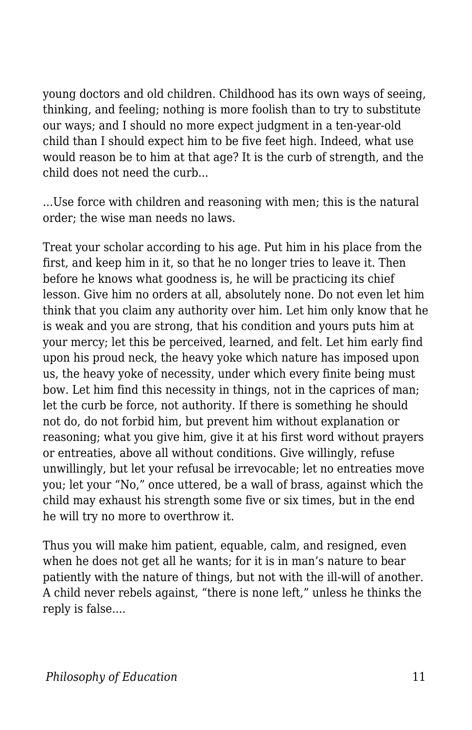young doctors and old children. Childhood has its own ways of seeing, thinking, and feeling; nothing is more foolish than to try to substitute our ways; and I should no more expect judgment in a ten-year-old child than I should expect him to be five feet high. Indeed, what use would reason be to him at that age? It is the curb of strength, and the child does not need the curb...

...Use force with children and reasoning with men; this is the natural order; the wise man needs no laws.

Treat your scholar according to his age. Put him in his place from the first, and keep him in it, so that he no longer tries to leave it. Then before he knows what goodness is, he will be practicing its chief lesson. Give him no orders at all, absolutely none. Do not even let him think that you claim any authority over him. Let him only know that he is weak and you are strong, that his condition and yours puts him at your mercy; let this be perceived, learned, and felt. Let him early find upon his proud neck, the heavy yoke which nature has imposed upon us, the heavy yoke of necessity, under which every finite being must bow. Let him find this necessity in things, not in the caprices of man; let the curb be force, not authority. If there is something he should not do, do not forbid him, but prevent him without explanation or reasoning; what you give him, give it at his first word without prayers or entreaties, above all without conditions. Give willingly, refuse unwillingly, but let your refusal be irrevocable; let no entreaties move you; let your "No," once uttered, be a wall of brass, against which the child may exhaust his strength some five or six times, but in the end he will try no more to overthrow it.

Thus you will make him patient, equable, calm, and resigned, even when he does not get all he wants; for it is in man's nature to bear patiently with the nature of things, but not with the ill-will of another. A child never rebels against, "there is none left," unless he thinks the reply is false....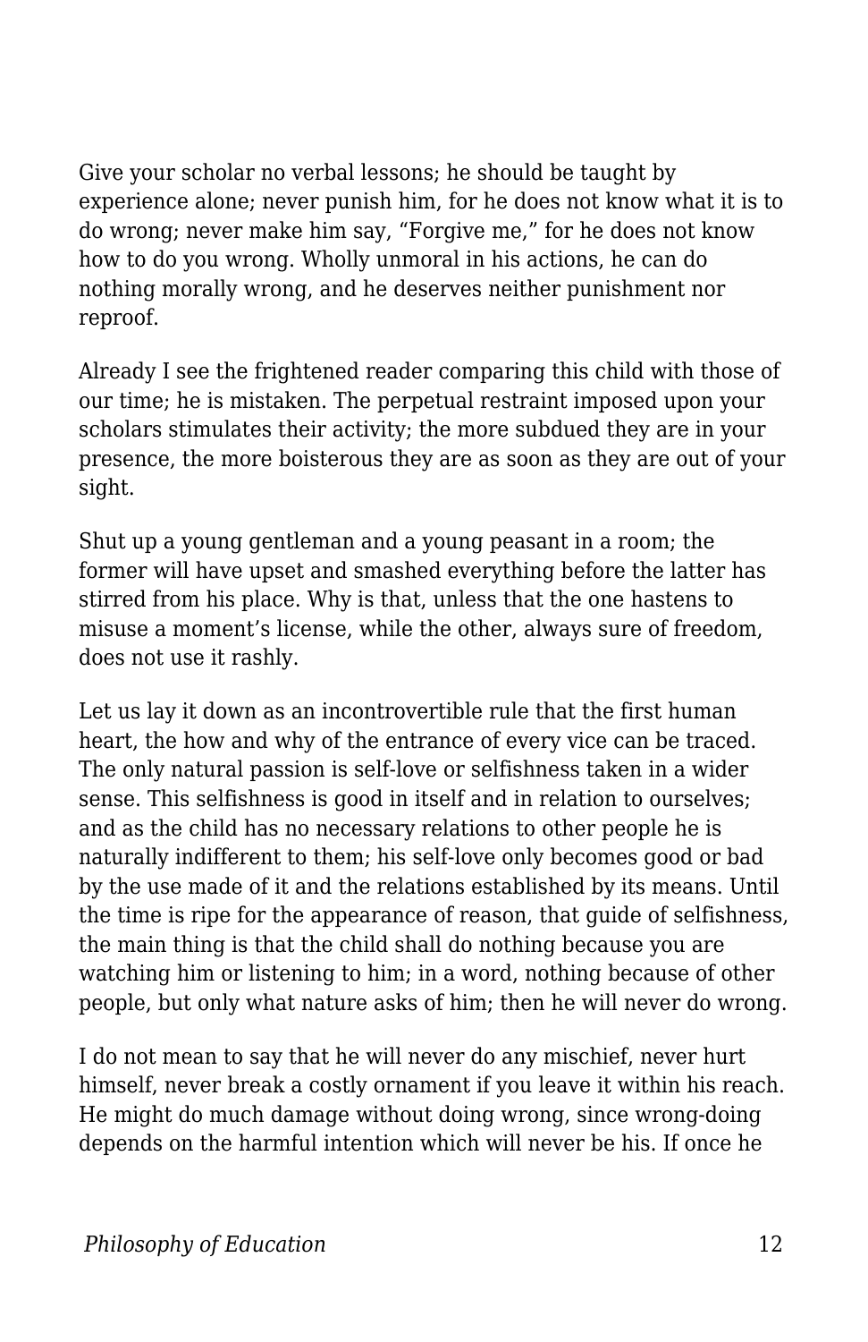Give your scholar no verbal lessons; he should be taught by experience alone; never punish him, for he does not know what it is to do wrong; never make him say, "Forgive me," for he does not know how to do you wrong. Wholly unmoral in his actions, he can do nothing morally wrong, and he deserves neither punishment nor reproof.

Already I see the frightened reader comparing this child with those of our time; he is mistaken. The perpetual restraint imposed upon your scholars stimulates their activity; the more subdued they are in your presence, the more boisterous they are as soon as they are out of your sight.

Shut up a young gentleman and a young peasant in a room; the former will have upset and smashed everything before the latter has stirred from his place. Why is that, unless that the one hastens to misuse a moment's license, while the other, always sure of freedom, does not use it rashly.

Let us lay it down as an incontrovertible rule that the first human heart, the how and why of the entrance of every vice can be traced. The only natural passion is self-love or selfishness taken in a wider sense. This selfishness is good in itself and in relation to ourselves; and as the child has no necessary relations to other people he is naturally indifferent to them; his self-love only becomes good or bad by the use made of it and the relations established by its means. Until the time is ripe for the appearance of reason, that guide of selfishness, the main thing is that the child shall do nothing because you are watching him or listening to him; in a word, nothing because of other people, but only what nature asks of him; then he will never do wrong.

I do not mean to say that he will never do any mischief, never hurt himself, never break a costly ornament if you leave it within his reach. He might do much damage without doing wrong, since wrong-doing depends on the harmful intention which will never be his. If once he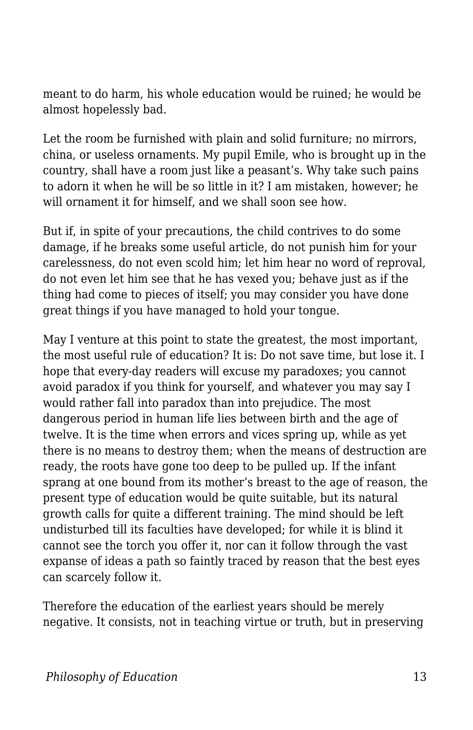meant to do harm, his whole education would be ruined; he would be almost hopelessly bad.

Let the room be furnished with plain and solid furniture; no mirrors, china, or useless ornaments. My pupil Emile, who is brought up in the country, shall have a room just like a peasant's. Why take such pains to adorn it when he will be so little in it? I am mistaken, however; he will ornament it for himself, and we shall soon see how.

But if, in spite of your precautions, the child contrives to do some damage, if he breaks some useful article, do not punish him for your carelessness, do not even scold him; let him hear no word of reproval, do not even let him see that he has vexed you; behave just as if the thing had come to pieces of itself; you may consider you have done great things if you have managed to hold your tongue.

May I venture at this point to state the greatest, the most important, the most useful rule of education? It is: Do not save time, but lose it. I hope that every-day readers will excuse my paradoxes; you cannot avoid paradox if you think for yourself, and whatever you may say I would rather fall into paradox than into prejudice. The most dangerous period in human life lies between birth and the age of twelve. It is the time when errors and vices spring up, while as yet there is no means to destroy them; when the means of destruction are ready, the roots have gone too deep to be pulled up. If the infant sprang at one bound from its mother's breast to the age of reason, the present type of education would be quite suitable, but its natural growth calls for quite a different training. The mind should be left undisturbed till its faculties have developed; for while it is blind it cannot see the torch you offer it, nor can it follow through the vast expanse of ideas a path so faintly traced by reason that the best eyes can scarcely follow it.

Therefore the education of the earliest years should be merely negative. It consists, not in teaching virtue or truth, but in preserving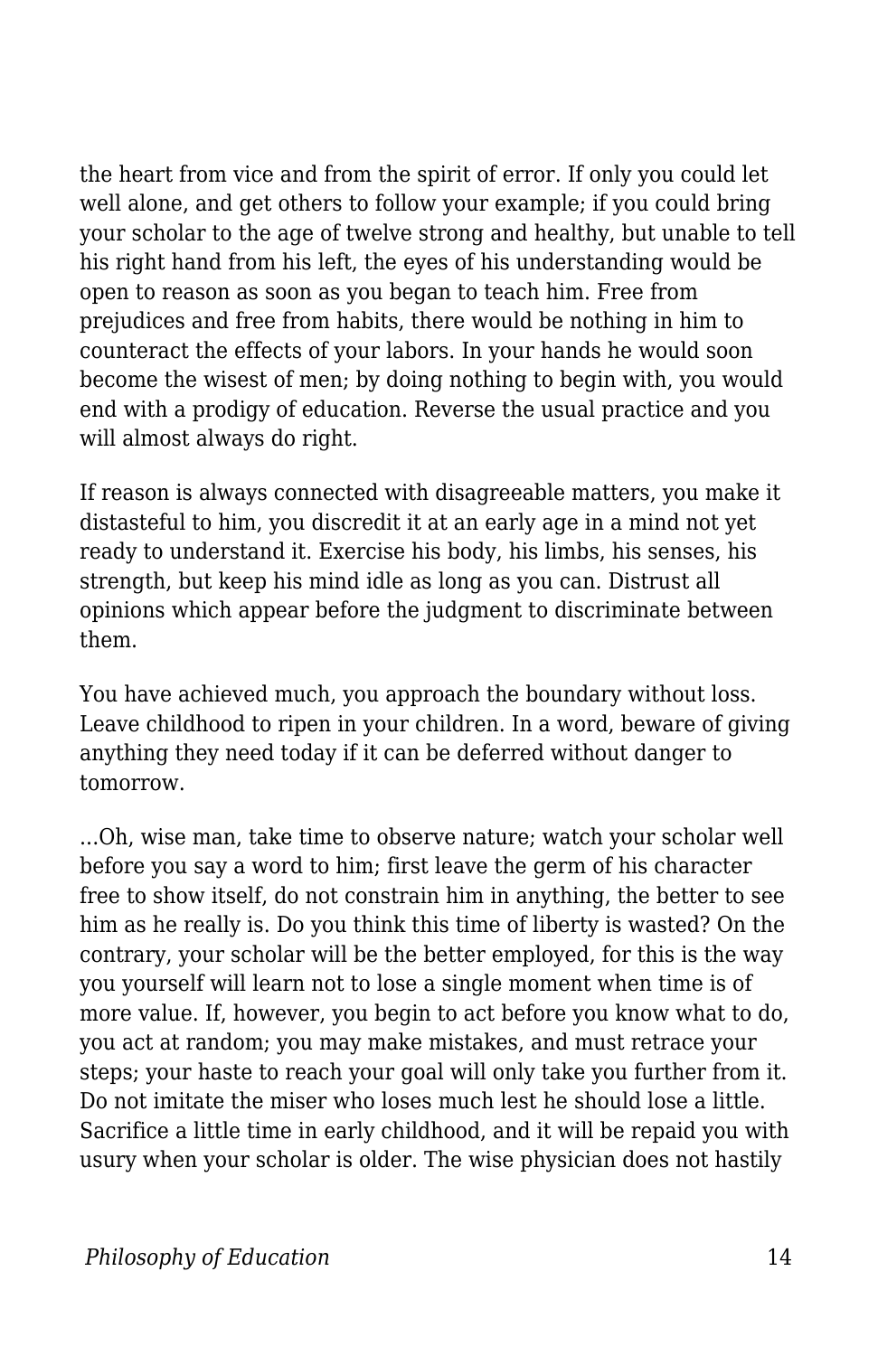the heart from vice and from the spirit of error. If only you could let well alone, and get others to follow your example; if you could bring your scholar to the age of twelve strong and healthy, but unable to tell his right hand from his left, the eyes of his understanding would be open to reason as soon as you began to teach him. Free from prejudices and free from habits, there would be nothing in him to counteract the effects of your labors. In your hands he would soon become the wisest of men; by doing nothing to begin with, you would end with a prodigy of education. Reverse the usual practice and you will almost always do right.

If reason is always connected with disagreeable matters, you make it distasteful to him, you discredit it at an early age in a mind not yet ready to understand it. Exercise his body, his limbs, his senses, his strength, but keep his mind idle as long as you can. Distrust all opinions which appear before the judgment to discriminate between them.

You have achieved much, you approach the boundary without loss. Leave childhood to ripen in your children. In a word, beware of giving anything they need today if it can be deferred without danger to tomorrow.

…Oh, wise man, take time to observe nature; watch your scholar well before you say a word to him; first leave the germ of his character free to show itself, do not constrain him in anything, the better to see him as he really is. Do you think this time of liberty is wasted? On the contrary, your scholar will be the better employed, for this is the way you yourself will learn not to lose a single moment when time is of more value. If, however, you begin to act before you know what to do, you act at random; you may make mistakes, and must retrace your steps; your haste to reach your goal will only take you further from it. Do not imitate the miser who loses much lest he should lose a little. Sacrifice a little time in early childhood, and it will be repaid you with usury when your scholar is older. The wise physician does not hastily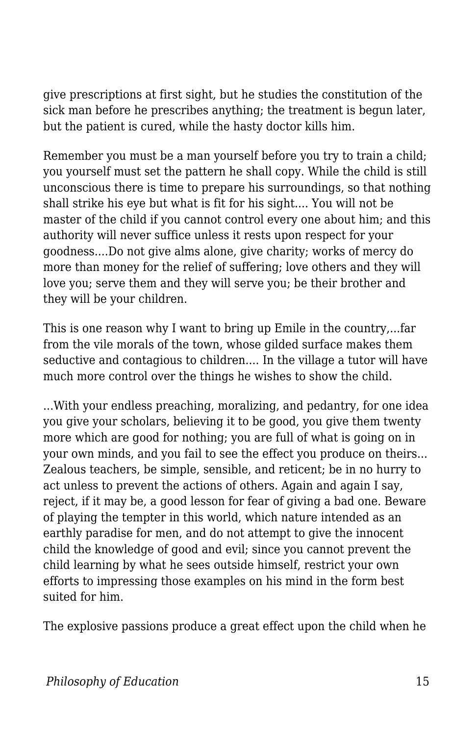give prescriptions at first sight, but he studies the constitution of the sick man before he prescribes anything; the treatment is begun later, but the patient is cured, while the hasty doctor kills him.

Remember you must be a man yourself before you try to train a child; you yourself must set the pattern he shall copy. While the child is still unconscious there is time to prepare his surroundings, so that nothing shall strike his eye but what is fit for his sight.... You will not be master of the child if you cannot control every one about him; and this authority will never suffice unless it rests upon respect for your goodness....Do not give alms alone, give charity; works of mercy do more than money for the relief of suffering; love others and they will love you; serve them and they will serve you; be their brother and they will be your children.

This is one reason why I want to bring up Emile in the country,...far from the vile morals of the town, whose gilded surface makes them seductive and contagious to children.... In the village a tutor will have much more control over the things he wishes to show the child.

...With your endless preaching, moralizing, and pedantry, for one idea you give your scholars, believing it to be good, you give them twenty more which are good for nothing; you are full of what is going on in your own minds, and you fail to see the effect you produce on theirs... Zealous teachers, be simple, sensible, and reticent; be in no hurry to act unless to prevent the actions of others. Again and again I say, reject, if it may be, a good lesson for fear of giving a bad one. Beware of playing the tempter in this world, which nature intended as an earthly paradise for men, and do not attempt to give the innocent child the knowledge of good and evil; since you cannot prevent the child learning by what he sees outside himself, restrict your own efforts to impressing those examples on his mind in the form best suited for him.

The explosive passions produce a great effect upon the child when he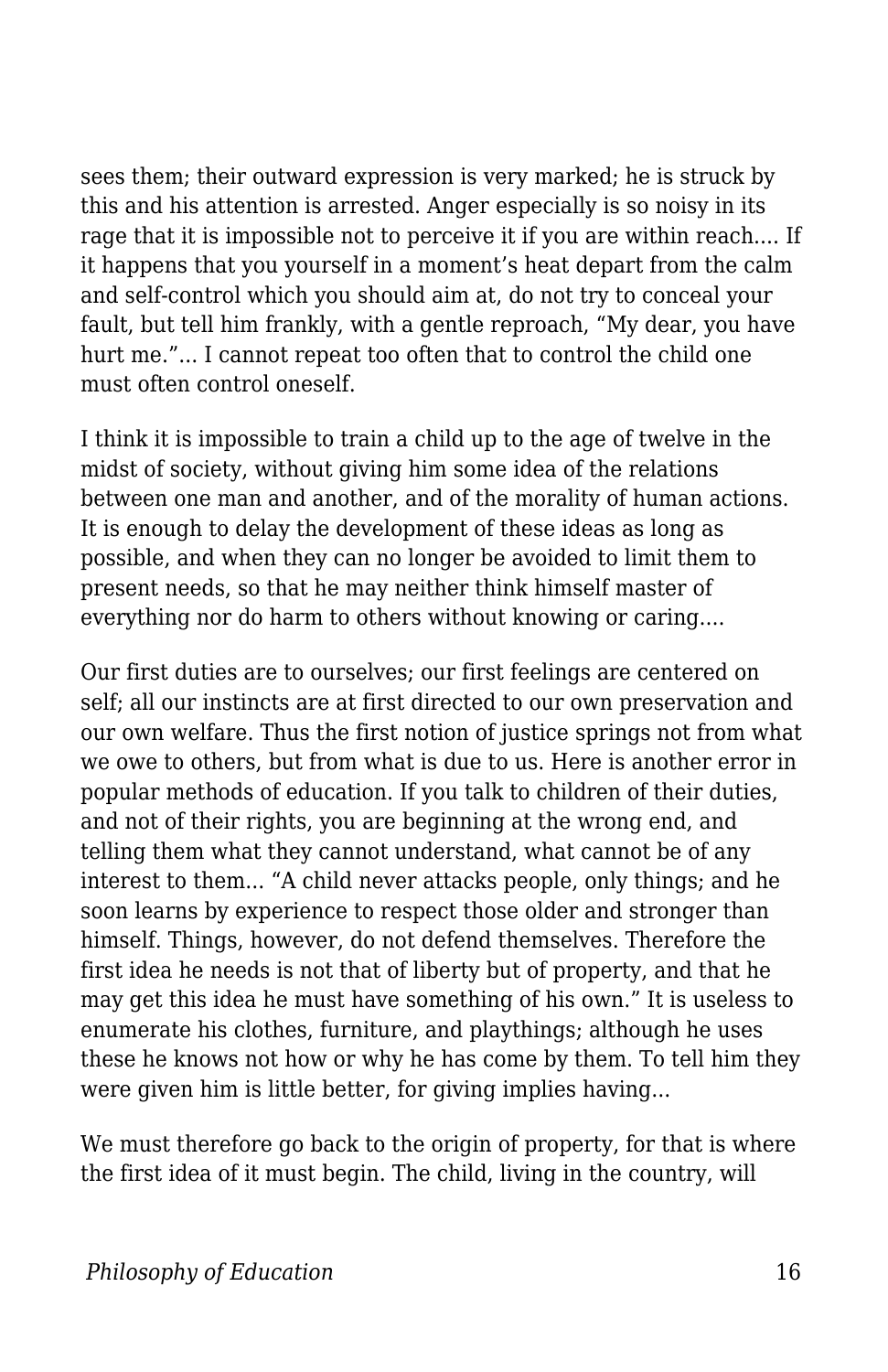sees them; their outward expression is very marked; he is struck by this and his attention is arrested. Anger especially is so noisy in its rage that it is impossible not to perceive it if you are within reach.... If it happens that you yourself in a moment's heat depart from the calm and self-control which you should aim at, do not try to conceal your fault, but tell him frankly, with a gentle reproach, "My dear, you have hurt me."... I cannot repeat too often that to control the child one must often control oneself.

I think it is impossible to train a child up to the age of twelve in the midst of society, without giving him some idea of the relations between one man and another, and of the morality of human actions. It is enough to delay the development of these ideas as long as possible, and when they can no longer be avoided to limit them to present needs, so that he may neither think himself master of everything nor do harm to others without knowing or caring....

Our first duties are to ourselves; our first feelings are centered on self; all our instincts are at first directed to our own preservation and our own welfare. Thus the first notion of justice springs not from what we owe to others, but from what is due to us. Here is another error in popular methods of education. If you talk to children of their duties, and not of their rights, you are beginning at the wrong end, and telling them what they cannot understand, what cannot be of any interest to them... "A child never attacks people, only things; and he soon learns by experience to respect those older and stronger than himself. Things, however, do not defend themselves. Therefore the first idea he needs is not that of liberty but of property, and that he may get this idea he must have something of his own." It is useless to enumerate his clothes, furniture, and playthings; although he uses these he knows not how or why he has come by them. To tell him they were given him is little better, for giving implies having...

We must therefore go back to the origin of property, for that is where the first idea of it must begin. The child, living in the country, will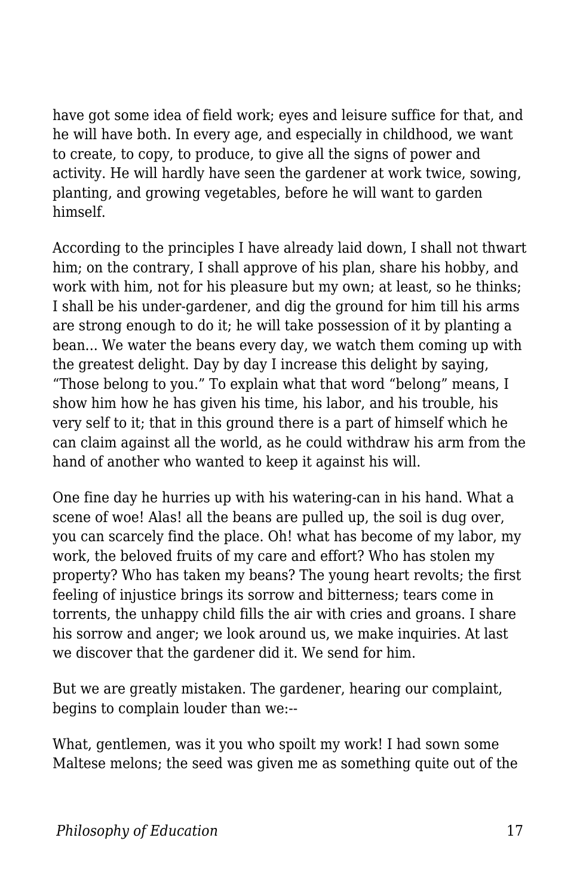have got some idea of field work; eyes and leisure suffice for that, and he will have both. In every age, and especially in childhood, we want to create, to copy, to produce, to give all the signs of power and activity. He will hardly have seen the gardener at work twice, sowing, planting, and growing vegetables, before he will want to garden himself.

According to the principles I have already laid down, I shall not thwart him; on the contrary, I shall approve of his plan, share his hobby, and work with him, not for his pleasure but my own; at least, so he thinks; I shall be his under-gardener, and dig the ground for him till his arms are strong enough to do it; he will take possession of it by planting a bean... We water the beans every day, we watch them coming up with the greatest delight. Day by day I increase this delight by saying, “Those belong to you.” To explain what that word “belong” means, I show him how he has given his time, his labor, and his trouble, his very self to it; that in this ground there is a part of himself which he can claim against all the world, as he could withdraw his arm from the hand of another who wanted to keep it against his will.

One fine day he hurries up with his watering-can in his hand. What a scene of woe! Alas! all the beans are pulled up, the soil is dug over, you can scarcely find the place. Oh! what has become of my labor, my work, the beloved fruits of my care and effort? Who has stolen my property? Who has taken my beans? The young heart revolts; the first feeling of injustice brings its sorrow and bitterness; tears come in torrents, the unhappy child fills the air with cries and groans. I share his sorrow and anger; we look around us, we make inquiries. At last we discover that the gardener did it. We send for him.

But we are greatly mistaken. The gardener, hearing our complaint, begins to complain louder than we:--

What, gentlemen, was it you who spoilt my work! I had sown some Maltese melons; the seed was given me as something quite out of the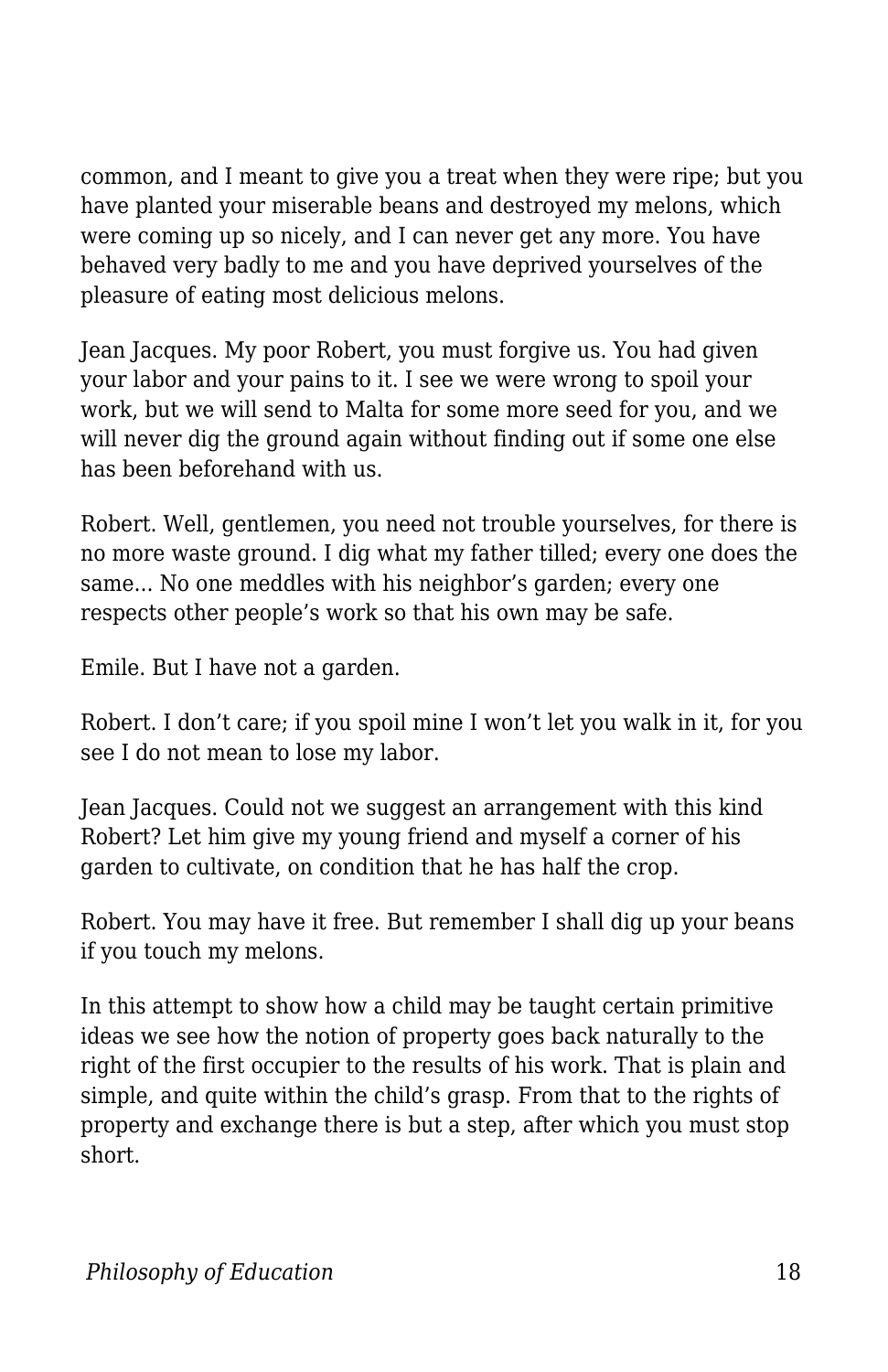common, and I meant to give you a treat when they were ripe; but you have planted your miserable beans and destroyed my melons, which were coming up so nicely, and I can never get any more. You have behaved very badly to me and you have deprived yourselves of the pleasure of eating most delicious melons.

Jean Jacques. My poor Robert, you must forgive us. You had given your labor and your pains to it. I see we were wrong to spoil your work, but we will send to Malta for some more seed for you, and we will never dig the ground again without finding out if some one else has been beforehand with us.

Robert. Well, gentlemen, you need not trouble yourselves, for there is no more waste ground. I dig what my father tilled; every one does the same... No one meddles with his neighbor's garden; every one respects other people's work so that his own may be safe.

Emile. But I have not a garden.

Robert. I don't care; if you spoil mine I won't let you walk in it, for you see I do not mean to lose my labor.

Jean Jacques. Could not we suggest an arrangement with this kind Robert? Let him give my young friend and myself a corner of his garden to cultivate, on condition that he has half the crop.

Robert. You may have it free. But remember I shall dig up your beans if you touch my melons.

In this attempt to show how a child may be taught certain primitive ideas we see how the notion of property goes back naturally to the right of the first occupier to the results of his work. That is plain and simple, and quite within the child's grasp. From that to the rights of property and exchange there is but a step, after which you must stop short.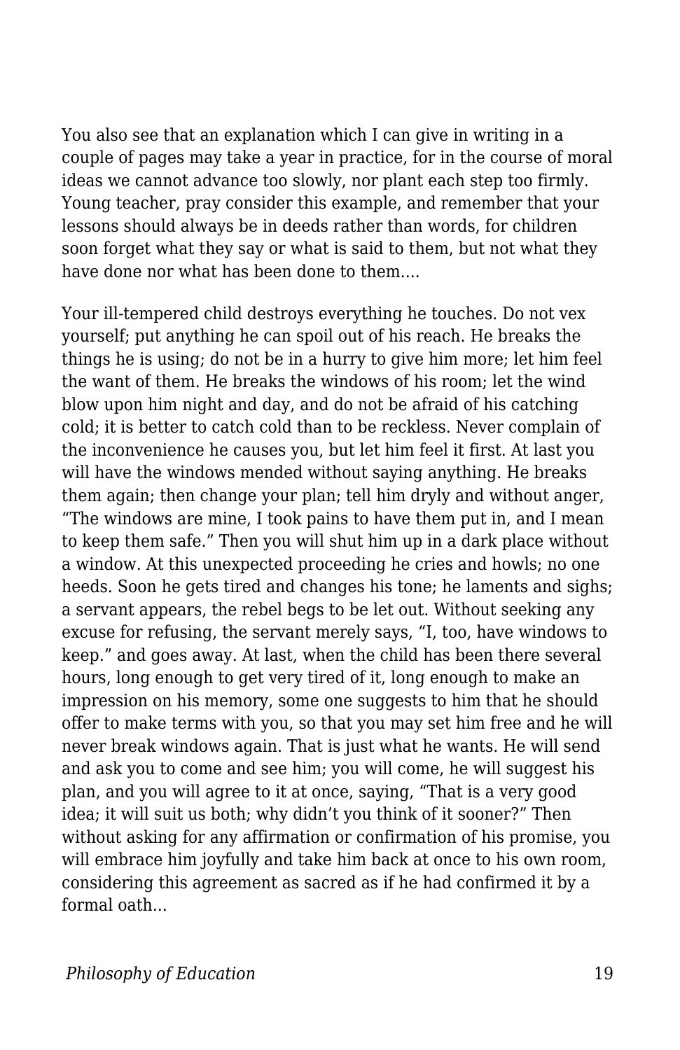You also see that an explanation which I can give in writing in a couple of pages may take a year in practice, for in the course of moral ideas we cannot advance too slowly, nor plant each step too firmly. Young teacher, pray consider this example, and remember that your lessons should always be in deeds rather than words, for children soon forget what they say or what is said to them, but not what they have done nor what has been done to them....

Your ill-tempered child destroys everything he touches. Do not vex yourself; put anything he can spoil out of his reach. He breaks the things he is using; do not be in a hurry to give him more; let him feel the want of them. He breaks the windows of his room; let the wind blow upon him night and day, and do not be afraid of his catching cold; it is better to catch cold than to be reckless. Never complain of the inconvenience he causes you, but let him feel it first. At last you will have the windows mended without saying anything. He breaks them again; then change your plan; tell him dryly and without anger, “The windows are mine, I took pains to have them put in, and I mean to keep them safe.” Then you will shut him up in a dark place without a window. At this unexpected proceeding he cries and howls; no one heeds. Soon he gets tired and changes his tone; he laments and sighs; a servant appears, the rebel begs to be let out. Without seeking any excuse for refusing, the servant merely says, “I, too, have windows to keep.” and goes away. At last, when the child has been there several hours, long enough to get very tired of it, long enough to make an impression on his memory, some one suggests to him that he should offer to make terms with you, so that you may set him free and he will never break windows again. That is just what he wants. He will send and ask you to come and see him; you will come, he will suggest his plan, and you will agree to it at once, saying, “That is a very good idea; it will suit us both; why didn’t you think of it sooner?” Then without asking for any affirmation or confirmation of his promise, you will embrace him joyfully and take him back at once to his own room, considering this agreement as sacred as if he had confirmed it by a formal oath...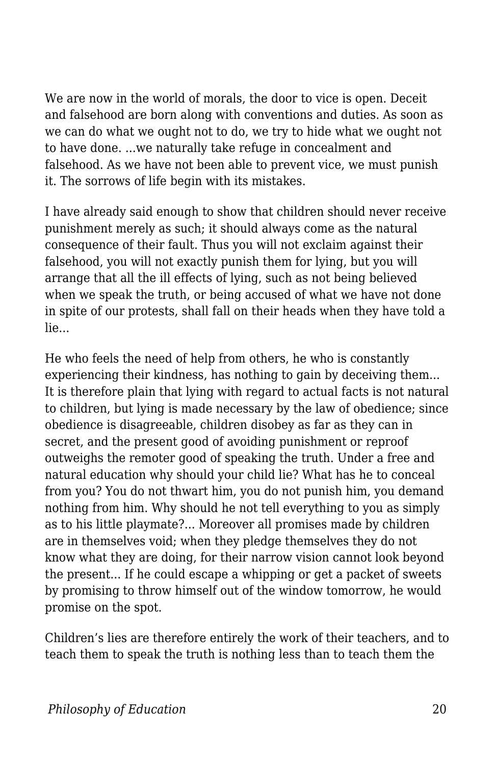We are now in the world of morals, the door to vice is open. Deceit and falsehood are born along with conventions and duties. As soon as we can do what we ought not to do, we try to hide what we ought not to have done. ...we naturally take refuge in concealment and falsehood. As we have not been able to prevent vice, we must punish it. The sorrows of life begin with its mistakes.

I have already said enough to show that children should never receive punishment merely as such; it should always come as the natural consequence of their fault. Thus you will not exclaim against their falsehood, you will not exactly punish them for lying, but you will arrange that all the ill effects of lying, such as not being believed when we speak the truth, or being accused of what we have not done in spite of our protests, shall fall on their heads when they have told a lie...

He who feels the need of help from others, he who is constantly experiencing their kindness, has nothing to gain by deceiving them... It is therefore plain that lying with regard to actual facts is not natural to children, but lying is made necessary by the law of obedience; since obedience is disagreeable, children disobey as far as they can in secret, and the present good of avoiding punishment or reproof outweighs the remoter good of speaking the truth. Under a free and natural education why should your child lie? What has he to conceal from you? You do not thwart him, you do not punish him, you demand nothing from him. Why should he not tell everything to you as simply as to his little playmate?... Moreover all promises made by children are in themselves void; when they pledge themselves they do not know what they are doing, for their narrow vision cannot look beyond the present... If he could escape a whipping or get a packet of sweets by promising to throw himself out of the window tomorrow, he would promise on the spot.

Children's lies are therefore entirely the work of their teachers, and to teach them to speak the truth is nothing less than to teach them the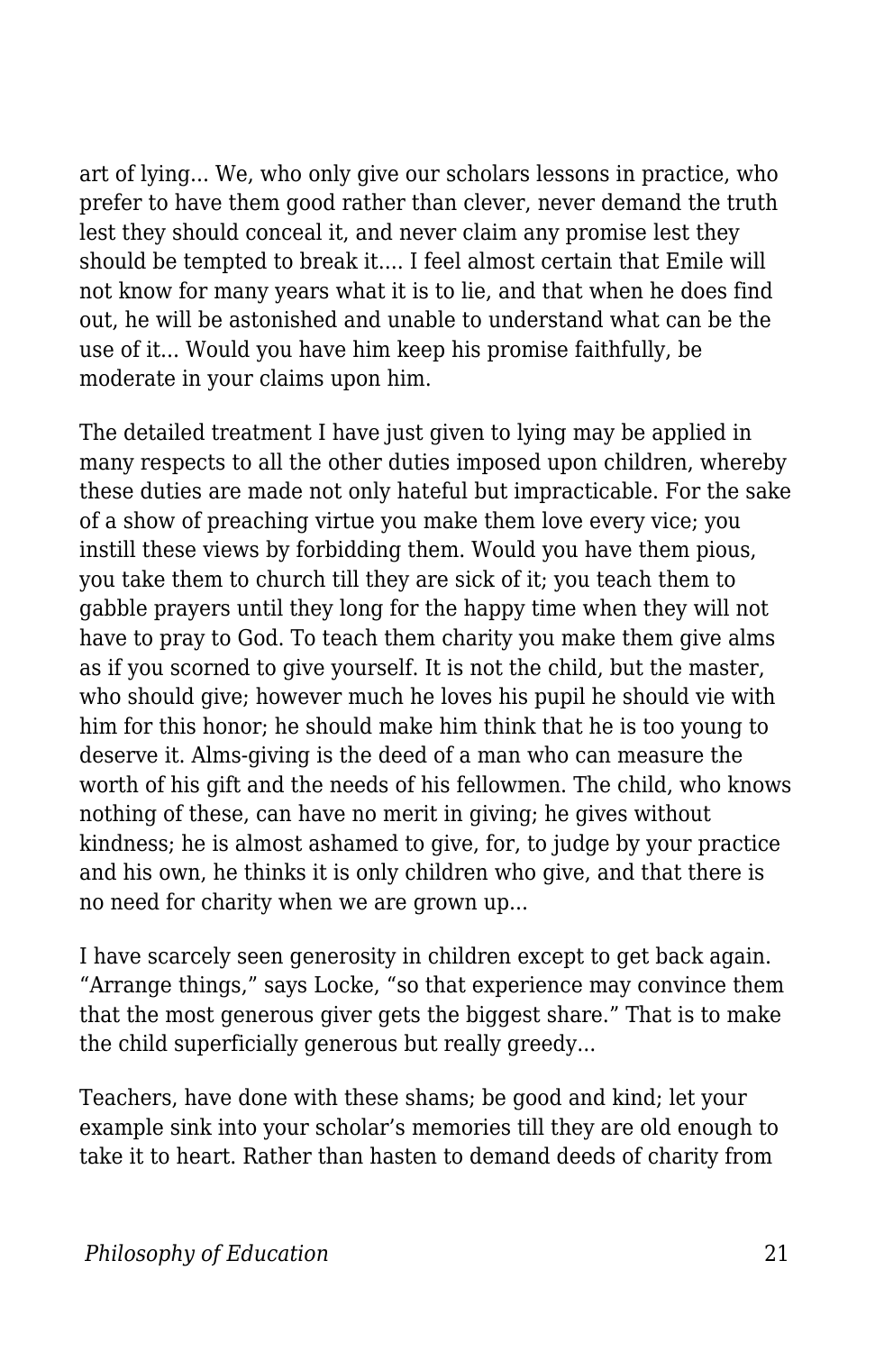art of lying... We, who only give our scholars lessons in practice, who prefer to have them good rather than clever, never demand the truth lest they should conceal it, and never claim any promise lest they should be tempted to break it.... I feel almost certain that Emile will not know for many years what it is to lie, and that when he does find out, he will be astonished and unable to understand what can be the use of it... Would you have him keep his promise faithfully, be moderate in your claims upon him.

The detailed treatment I have just given to lying may be applied in many respects to all the other duties imposed upon children, whereby these duties are made not only hateful but impracticable. For the sake of a show of preaching virtue you make them love every vice; you instill these views by forbidding them. Would you have them pious, you take them to church till they are sick of it; you teach them to gabble prayers until they long for the happy time when they will not have to pray to God. To teach them charity you make them give alms as if you scorned to give yourself. It is not the child, but the master, who should give; however much he loves his pupil he should vie with him for this honor; he should make him think that he is too young to deserve it. Alms-giving is the deed of a man who can measure the worth of his gift and the needs of his fellowmen. The child, who knows nothing of these, can have no merit in giving; he gives without kindness; he is almost ashamed to give, for, to judge by your practice and his own, he thinks it is only children who give, and that there is no need for charity when we are grown up...

I have scarcely seen generosity in children except to get back again. “Arrange things,” says Locke, “so that experience may convince them that the most generous giver gets the biggest share.” That is to make the child superficially generous but really greedy...

Teachers, have done with these shams; be good and kind; let your example sink into your scholar’s memories till they are old enough to take it to heart. Rather than hasten to demand deeds of charity from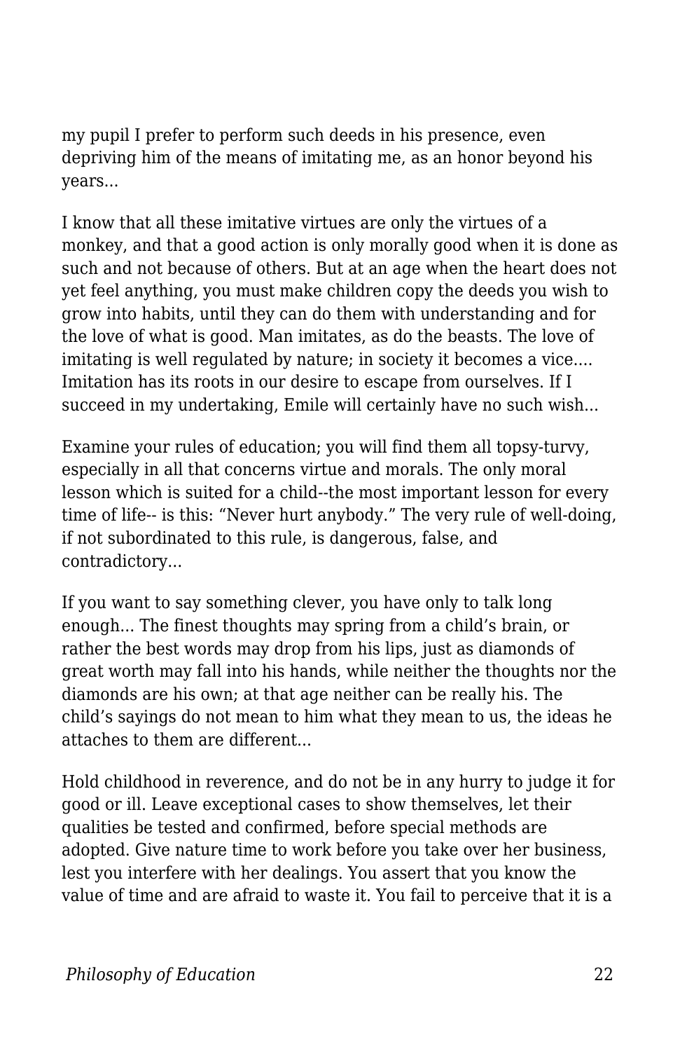my pupil I prefer to perform such deeds in his presence, even depriving him of the means of imitating me, as an honor beyond his years...

I know that all these imitative virtues are only the virtues of a monkey, and that a good action is only morally good when it is done as such and not because of others. But at an age when the heart does not yet feel anything, you must make children copy the deeds you wish to grow into habits, until they can do them with understanding and for the love of what is good. Man imitates, as do the beasts. The love of imitating is well regulated by nature; in society it becomes a vice.... Imitation has its roots in our desire to escape from ourselves. If I succeed in my undertaking, Emile will certainly have no such wish...

Examine your rules of education; you will find them all topsy-turvy, especially in all that concerns virtue and morals. The only moral lesson which is suited for a child--the most important lesson for every time of life-- is this: “Never hurt anybody.” The very rule of well-doing, if not subordinated to this rule, is dangerous, false, and contradictory...

If you want to say something clever, you have only to talk long enough... The finest thoughts may spring from a child’s brain, or rather the best words may drop from his lips, just as diamonds of great worth may fall into his hands, while neither the thoughts nor the diamonds are his own; at that age neither can be really his. The child’s sayings do not mean to him what they mean to us, the ideas he attaches to them are different...

Hold childhood in reverence, and do not be in any hurry to judge it for good or ill. Leave exceptional cases to show themselves, let their qualities be tested and confirmed, before special methods are adopted. Give nature time to work before you take over her business, lest you interfere with her dealings. You assert that you know the value of time and are afraid to waste it. You fail to perceive that it is a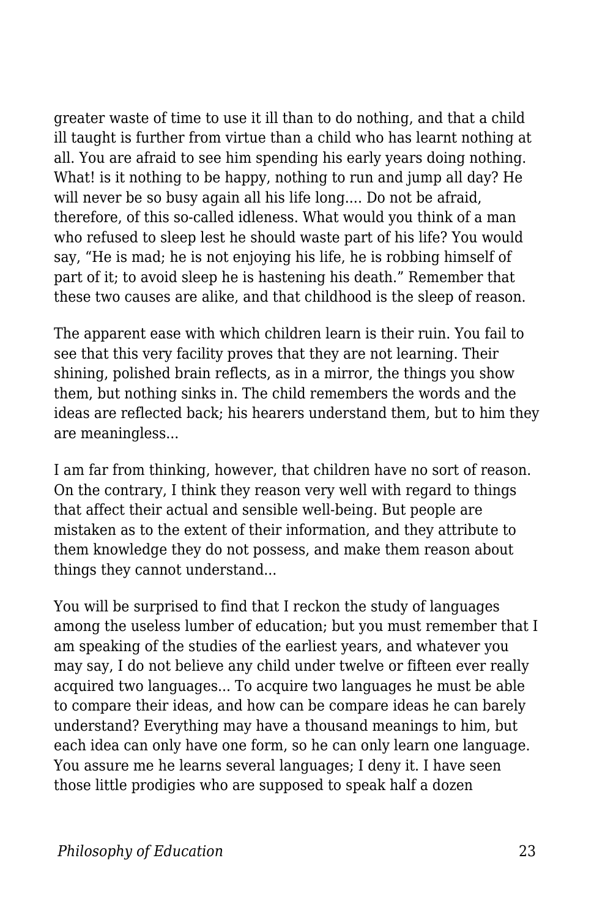greater waste of time to use it ill than to do nothing, and that a child ill taught is further from virtue than a child who has learnt nothing at all. You are afraid to see him spending his early years doing nothing. What! is it nothing to be happy, nothing to run and jump all day? He will never be so busy again all his life long.... Do not be afraid, therefore, of this so-called idleness. What would you think of a man who refused to sleep lest he should waste part of his life? You would say, "He is mad; he is not enjoying his life, he is robbing himself of part of it; to avoid sleep he is hastening his death." Remember that these two causes are alike, and that childhood is the sleep of reason.

The apparent ease with which children learn is their ruin. You fail to see that this very facility proves that they are not learning. Their shining, polished brain reflects, as in a mirror, the things you show them, but nothing sinks in. The child remembers the words and the ideas are reflected back; his hearers understand them, but to him they are meaningless...

I am far from thinking, however, that children have no sort of reason. On the contrary, I think they reason very well with regard to things that affect their actual and sensible well-being. But people are mistaken as to the extent of their information, and they attribute to them knowledge they do not possess, and make them reason about things they cannot understand...

You will be surprised to find that I reckon the study of languages among the useless lumber of education; but you must remember that I am speaking of the studies of the earliest years, and whatever you may say, I do not believe any child under twelve or fifteen ever really acquired two languages... To acquire two languages he must be able to compare their ideas, and how can be compare ideas he can barely understand? Everything may have a thousand meanings to him, but each idea can only have one form, so he can only learn one language. You assure me he learns several languages; I deny it. I have seen those little prodigies who are supposed to speak half a dozen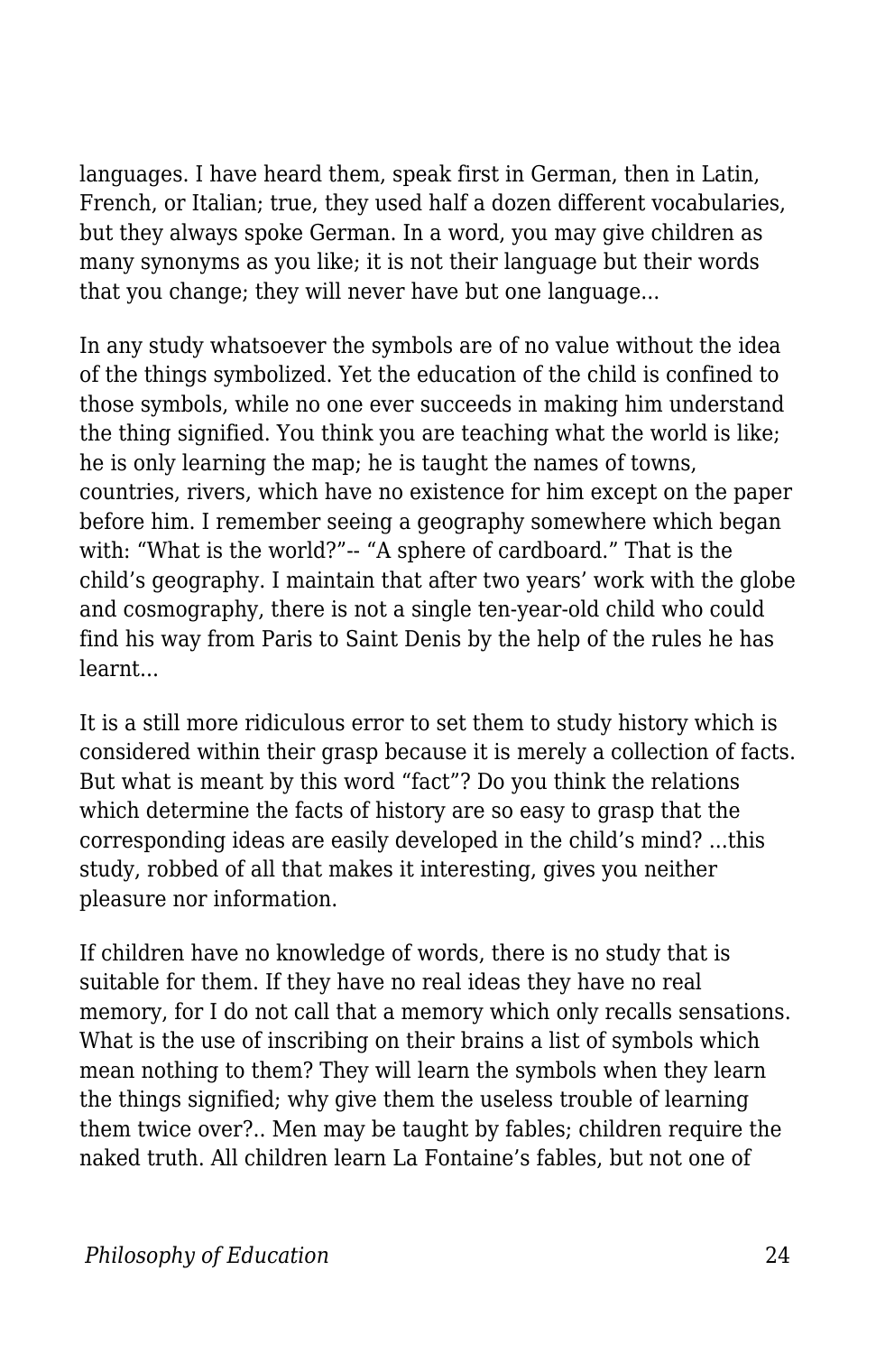languages. I have heard them, speak first in German, then in Latin, French, or Italian; true, they used half a dozen different vocabularies, but they always spoke German. In a word, you may give children as many synonyms as you like; it is not their language but their words that you change; they will never have but one language...

In any study whatsoever the symbols are of no value without the idea of the things symbolized. Yet the education of the child is confined to those symbols, while no one ever succeeds in making him understand the thing signified. You think you are teaching what the world is like; he is only learning the map; he is taught the names of towns, countries, rivers, which have no existence for him except on the paper before him. I remember seeing a geography somewhere which began with: "What is the world?"-- "A sphere of cardboard." That is the child's geography. I maintain that after two years' work with the globe and cosmography, there is not a single ten-year-old child who could find his way from Paris to Saint Denis by the help of the rules he has learnt...

It is a still more ridiculous error to set them to study history which is considered within their grasp because it is merely a collection of facts. But what is meant by this word "fact"? Do you think the relations which determine the facts of history are so easy to grasp that the corresponding ideas are easily developed in the child's mind? ...this study, robbed of all that makes it interesting, gives you neither pleasure nor information.

If children have no knowledge of words, there is no study that is suitable for them. If they have no real ideas they have no real memory, for I do not call that a memory which only recalls sensations. What is the use of inscribing on their brains a list of symbols which mean nothing to them? They will learn the symbols when they learn the things signified; why give them the useless trouble of learning them twice over?.. Men may be taught by fables; children require the naked truth. All children learn La Fontaine's fables, but not one of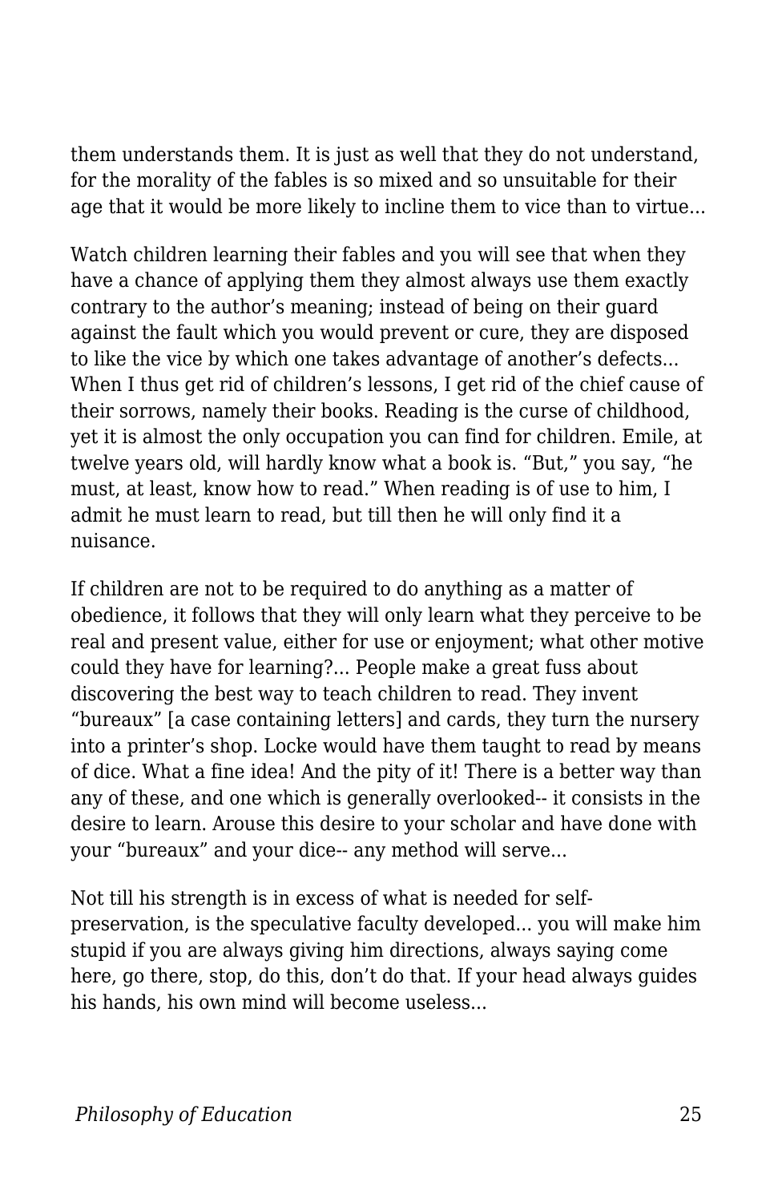them understands them. It is just as well that they do not understand, for the morality of the fables is so mixed and so unsuitable for their age that it would be more likely to incline them to vice than to virtue...

Watch children learning their fables and you will see that when they have a chance of applying them they almost always use them exactly contrary to the author’s meaning; instead of being on their guard against the fault which you would prevent or cure, they are disposed to like the vice by which one takes advantage of another’s defects... When I thus get rid of children’s lessons, I get rid of the chief cause of their sorrows, namely their books. Reading is the curse of childhood, yet it is almost the only occupation you can find for children. Emile, at twelve years old, will hardly know what a book is. “But,” you say, “he must, at least, know how to read.” When reading is of use to him, I admit he must learn to read, but till then he will only find it a nuisance.

If children are not to be required to do anything as a matter of obedience, it follows that they will only learn what they perceive to be real and present value, either for use or enjoyment; what other motive could they have for learning?... People make a great fuss about discovering the best way to teach children to read. They invent “bureaux” [a case containing letters] and cards, they turn the nursery into a printer’s shop. Locke would have them taught to read by means of dice. What a fine idea! And the pity of it! There is a better way than any of these, and one which is generally overlooked-- it consists in the desire to learn. Arouse this desire to your scholar and have done with your “bureaux” and your dice-- any method will serve...

Not till his strength is in excess of what is needed for self-preservation, is the speculative faculty developed... you will make him stupid if you are always giving him directions, always saying come here, go there, stop, do this, don’t do that. If your head always guides his hands, his own mind will become useless...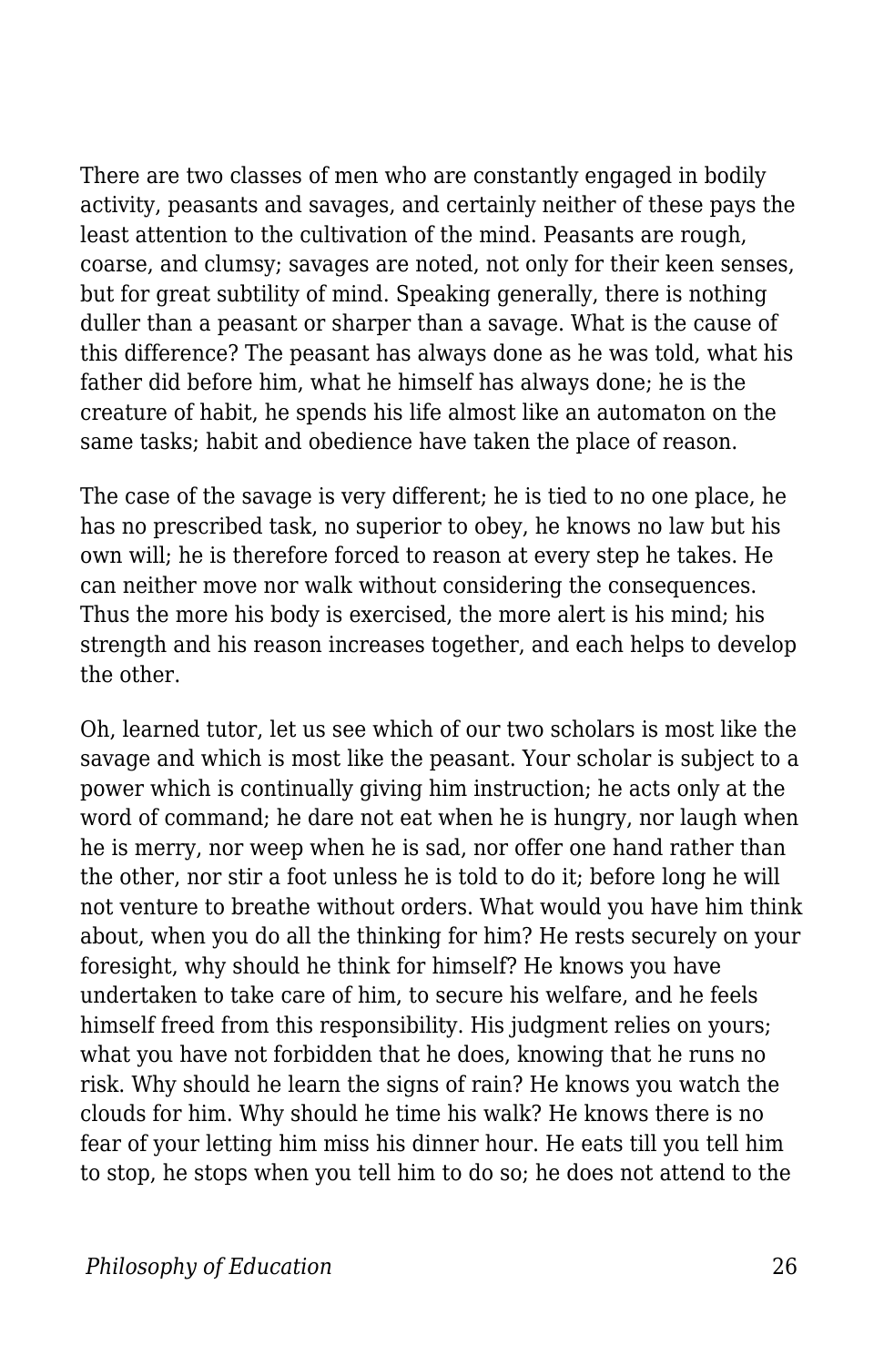There are two classes of men who are constantly engaged in bodily activity, peasants and savages, and certainly neither of these pays the least attention to the cultivation of the mind. Peasants are rough, coarse, and clumsy; savages are noted, not only for their keen senses, but for great subtility of mind. Speaking generally, there is nothing duller than a peasant or sharper than a savage. What is the cause of this difference? The peasant has always done as he was told, what his father did before him, what he himself has always done; he is the creature of habit, he spends his life almost like an automaton on the same tasks; habit and obedience have taken the place of reason.

The case of the savage is very different; he is tied to no one place, he has no prescribed task, no superior to obey, he knows no law but his own will; he is therefore forced to reason at every step he takes. He can neither move nor walk without considering the consequences. Thus the more his body is exercised, the more alert is his mind; his strength and his reason increases together, and each helps to develop the other.

Oh, learned tutor, let us see which of our two scholars is most like the savage and which is most like the peasant. Your scholar is subject to a power which is continually giving him instruction; he acts only at the word of command; he dare not eat when he is hungry, nor laugh when he is merry, nor weep when he is sad, nor offer one hand rather than the other, nor stir a foot unless he is told to do it; before long he will not venture to breathe without orders. What would you have him think about, when you do all the thinking for him? He rests securely on your foresight, why should he think for himself? He knows you have undertaken to take care of him, to secure his welfare, and he feels himself freed from this responsibility. His judgment relies on yours; what you have not forbidden that he does, knowing that he runs no risk. Why should he learn the signs of rain? He knows you watch the clouds for him. Why should he time his walk? He knows there is no fear of your letting him miss his dinner hour. He eats till you tell him to stop, he stops when you tell him to do so; he does not attend to the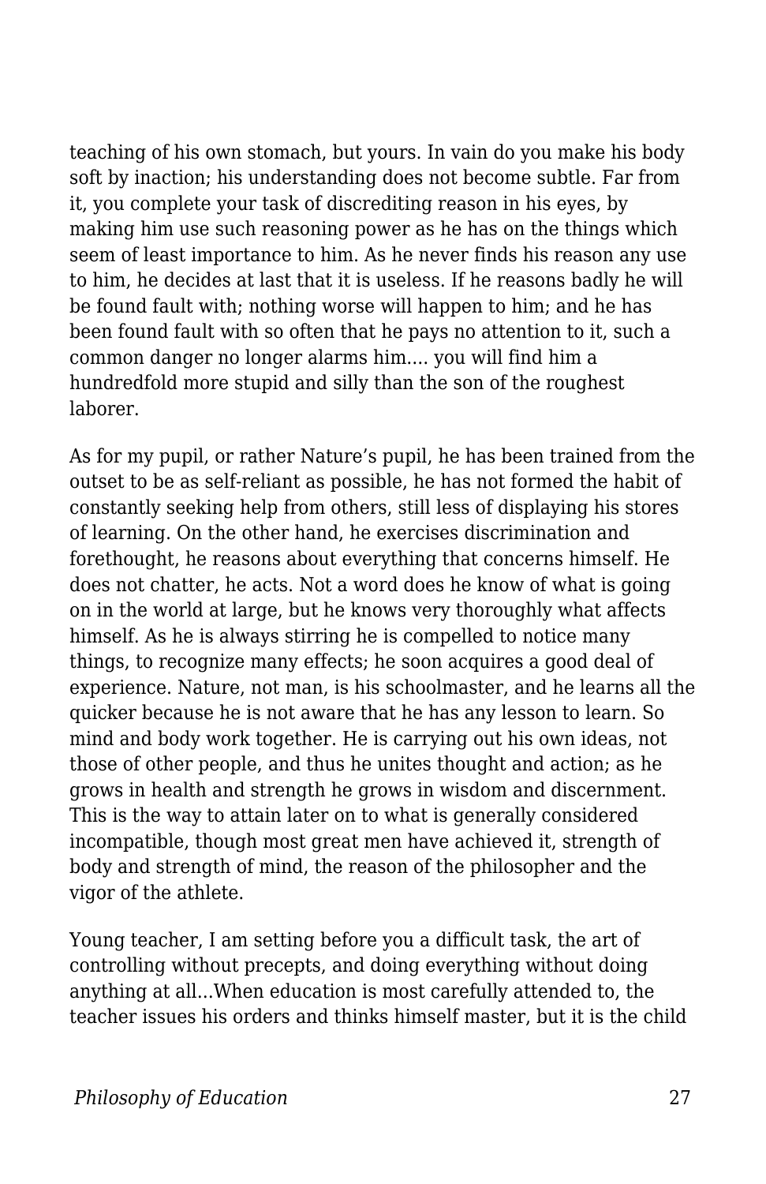teaching of his own stomach, but yours. In vain do you make his body soft by inaction; his understanding does not become subtle. Far from it, you complete your task of discrediting reason in his eyes, by making him use such reasoning power as he has on the things which seem of least importance to him. As he never finds his reason any use to him, he decides at last that it is useless. If he reasons badly he will be found fault with; nothing worse will happen to him; and he has been found fault with so often that he pays no attention to it, such a common danger no longer alarms him.... you will find him a hundredfold more stupid and silly than the son of the roughest laborer.

As for my pupil, or rather Nature's pupil, he has been trained from the outset to be as self-reliant as possible, he has not formed the habit of constantly seeking help from others, still less of displaying his stores of learning. On the other hand, he exercises discrimination and forethought, he reasons about everything that concerns himself. He does not chatter, he acts. Not a word does he know of what is going on in the world at large, but he knows very thoroughly what affects himself. As he is always stirring he is compelled to notice many things, to recognize many effects; he soon acquires a good deal of experience. Nature, not man, is his schoolmaster, and he learns all the quicker because he is not aware that he has any lesson to learn. So mind and body work together. He is carrying out his own ideas, not those of other people, and thus he unites thought and action; as he grows in health and strength he grows in wisdom and discernment. This is the way to attain later on to what is generally considered incompatible, though most great men have achieved it, strength of body and strength of mind, the reason of the philosopher and the vigor of the athlete.

Young teacher, I am setting before you a difficult task, the art of controlling without precepts, and doing everything without doing anything at all...When education is most carefully attended to, the teacher issues his orders and thinks himself master, but it is the child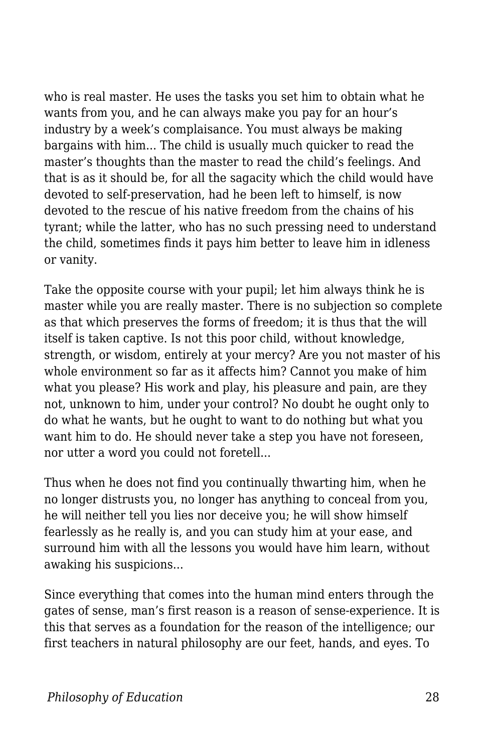who is real master. He uses the tasks you set him to obtain what he wants from you, and he can always make you pay for an hour's industry by a week's complaisance. You must always be making bargains with him... The child is usually much quicker to read the master's thoughts than the master to read the child's feelings. And that is as it should be, for all the sagacity which the child would have devoted to self-preservation, had he been left to himself, is now devoted to the rescue of his native freedom from the chains of his tyrant; while the latter, who has no such pressing need to understand the child, sometimes finds it pays him better to leave him in idleness or vanity.

Take the opposite course with your pupil; let him always think he is master while you are really master. There is no subjection so complete as that which preserves the forms of freedom; it is thus that the will itself is taken captive. Is not this poor child, without knowledge, strength, or wisdom, entirely at your mercy? Are you not master of his whole environment so far as it affects him? Cannot you make of him what you please? His work and play, his pleasure and pain, are they not, unknown to him, under your control? No doubt he ought only to do what he wants, but he ought to want to do nothing but what you want him to do. He should never take a step you have not foreseen, nor utter a word you could not foretell...

Thus when he does not find you continually thwarting him, when he no longer distrusts you, no longer has anything to conceal from you, he will neither tell you lies nor deceive you; he will show himself fearlessly as he really is, and you can study him at your ease, and surround him with all the lessons you would have him learn, without awaking his suspicions...

Since everything that comes into the human mind enters through the gates of sense, man's first reason is a reason of sense-experience. It is this that serves as a foundation for the reason of the intelligence; our first teachers in natural philosophy are our feet, hands, and eyes. To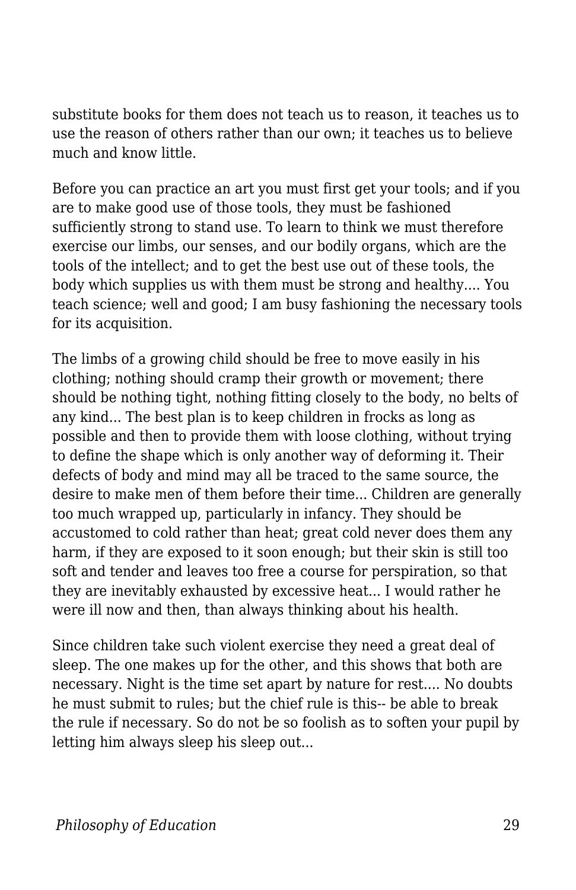substitute books for them does not teach us to reason, it teaches us to use the reason of others rather than our own; it teaches us to believe much and know little.

Before you can practice an art you must first get your tools; and if you are to make good use of those tools, they must be fashioned sufficiently strong to stand use. To learn to think we must therefore exercise our limbs, our senses, and our bodily organs, which are the tools of the intellect; and to get the best use out of these tools, the body which supplies us with them must be strong and healthy.... You teach science; well and good; I am busy fashioning the necessary tools for its acquisition.

The limbs of a growing child should be free to move easily in his clothing; nothing should cramp their growth or movement; there should be nothing tight, nothing fitting closely to the body, no belts of any kind... The best plan is to keep children in frocks as long as possible and then to provide them with loose clothing, without trying to define the shape which is only another way of deforming it. Their defects of body and mind may all be traced to the same source, the desire to make men of them before their time... Children are generally too much wrapped up, particularly in infancy. They should be accustomed to cold rather than heat; great cold never does them any harm, if they are exposed to it soon enough; but their skin is still too soft and tender and leaves too free a course for perspiration, so that they are inevitably exhausted by excessive heat... I would rather he were ill now and then, than always thinking about his health.

Since children take such violent exercise they need a great deal of sleep. The one makes up for the other, and this shows that both are necessary. Night is the time set apart by nature for rest.... No doubts he must submit to rules; but the chief rule is this-- be able to break the rule if necessary. So do not be so foolish as to soften your pupil by letting him always sleep his sleep out...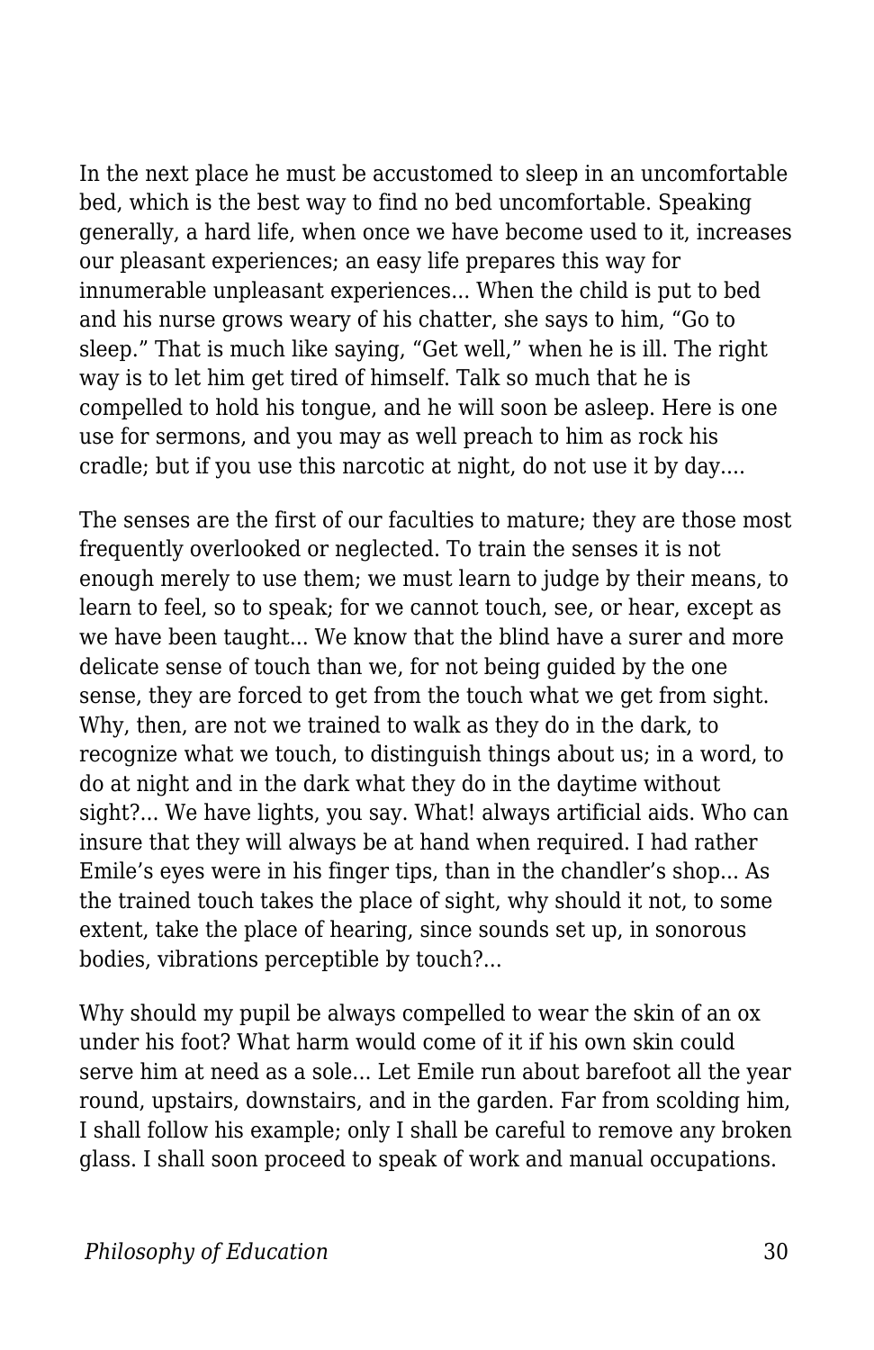In the next place he must be accustomed to sleep in an uncomfortable bed, which is the best way to find no bed uncomfortable. Speaking generally, a hard life, when once we have become used to it, increases our pleasant experiences; an easy life prepares this way for innumerable unpleasant experiences... When the child is put to bed and his nurse grows weary of his chatter, she says to him, “Go to sleep.” That is much like saying, “Get well,” when he is ill. The right way is to let him get tired of himself. Talk so much that he is compelled to hold his tongue, and he will soon be asleep. Here is one use for sermons, and you may as well preach to him as rock his cradle; but if you use this narcotic at night, do not use it by day....

The senses are the first of our faculties to mature; they are those most frequently overlooked or neglected. To train the senses it is not enough merely to use them; we must learn to judge by their means, to learn to feel, so to speak; for we cannot touch, see, or hear, except as we have been taught... We know that the blind have a surer and more delicate sense of touch than we, for not being guided by the one sense, they are forced to get from the touch what we get from sight. Why, then, are not we trained to walk as they do in the dark, to recognize what we touch, to distinguish things about us; in a word, to do at night and in the dark what they do in the daytime without sight?... We have lights, you say. What! always artificial aids. Who can insure that they will always be at hand when required. I had rather Emile’s eyes were in his finger tips, than in the chandler’s shop... As the trained touch takes the place of sight, why should it not, to some extent, take the place of hearing, since sounds set up, in sonorous bodies, vibrations perceptible by touch?...

Why should my pupil be always compelled to wear the skin of an ox under his foot? What harm would come of it if his own skin could serve him at need as a sole... Let Emile run about barefoot all the year round, upstairs, downstairs, and in the garden. Far from scolding him, I shall follow his example; only I shall be careful to remove any broken glass. I shall soon proceed to speak of work and manual occupations.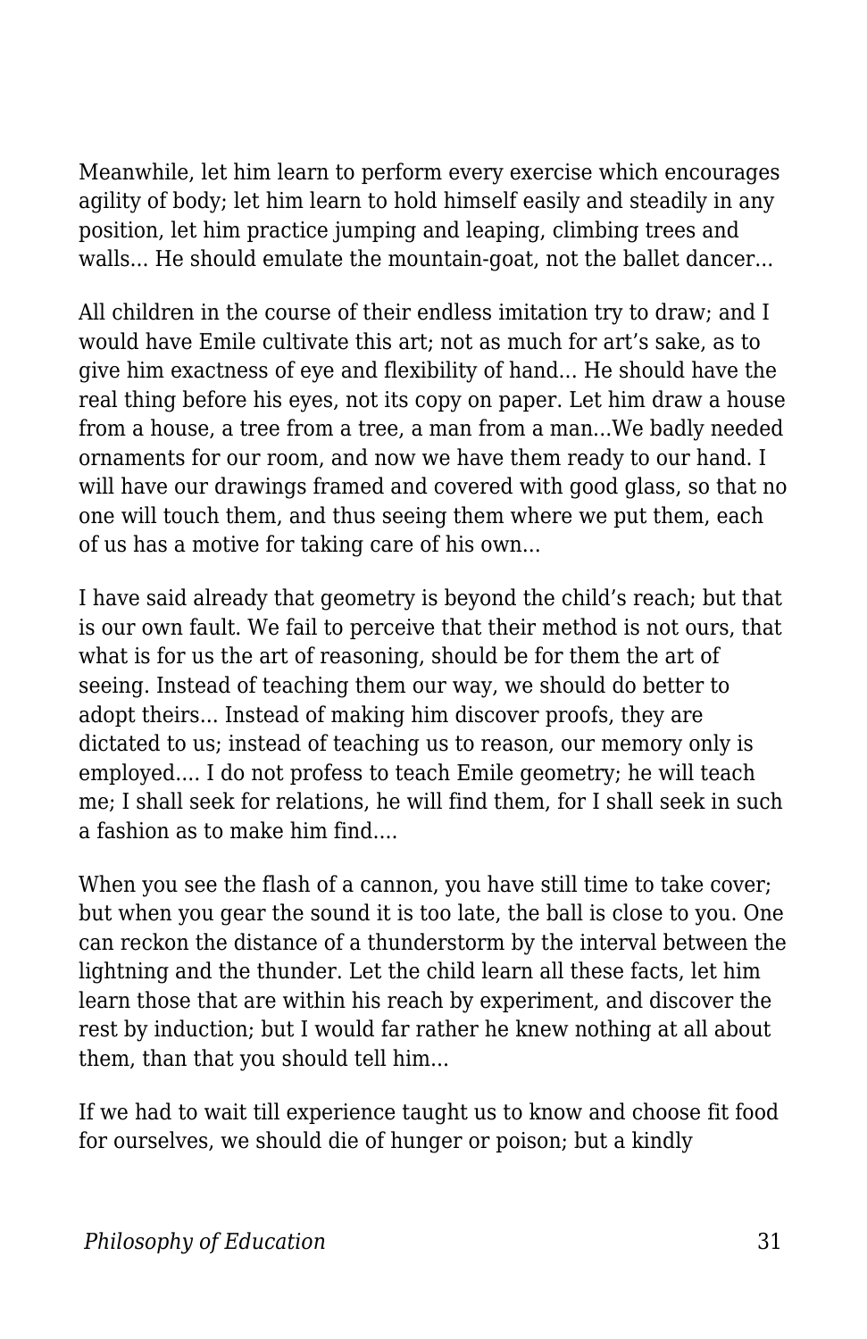Meanwhile, let him learn to perform every exercise which encourages agility of body; let him learn to hold himself easily and steadily in any position, let him practice jumping and leaping, climbing trees and walls... He should emulate the mountain-goat, not the ballet dancer...

All children in the course of their endless imitation try to draw; and I would have Emile cultivate this art; not as much for art's sake, as to give him exactness of eye and flexibility of hand... He should have the real thing before his eyes, not its copy on paper. Let him draw a house from a house, a tree from a tree, a man from a man...We badly needed ornaments for our room, and now we have them ready to our hand. I will have our drawings framed and covered with good glass, so that no one will touch them, and thus seeing them where we put them, each of us has a motive for taking care of his own...

I have said already that geometry is beyond the child's reach; but that is our own fault. We fail to perceive that their method is not ours, that what is for us the art of reasoning, should be for them the art of seeing. Instead of teaching them our way, we should do better to adopt theirs... Instead of making him discover proofs, they are dictated to us; instead of teaching us to reason, our memory only is employed.... I do not profess to teach Emile geometry; he will teach me; I shall seek for relations, he will find them, for I shall seek in such a fashion as to make him find....

When you see the flash of a cannon, you have still time to take cover; but when you gear the sound it is too late, the ball is close to you. One can reckon the distance of a thunderstorm by the interval between the lightning and the thunder. Let the child learn all these facts, let him learn those that are within his reach by experiment, and discover the rest by induction; but I would far rather he knew nothing at all about them, than that you should tell him...

If we had to wait till experience taught us to know and choose fit food for ourselves, we should die of hunger or poison; but a kindly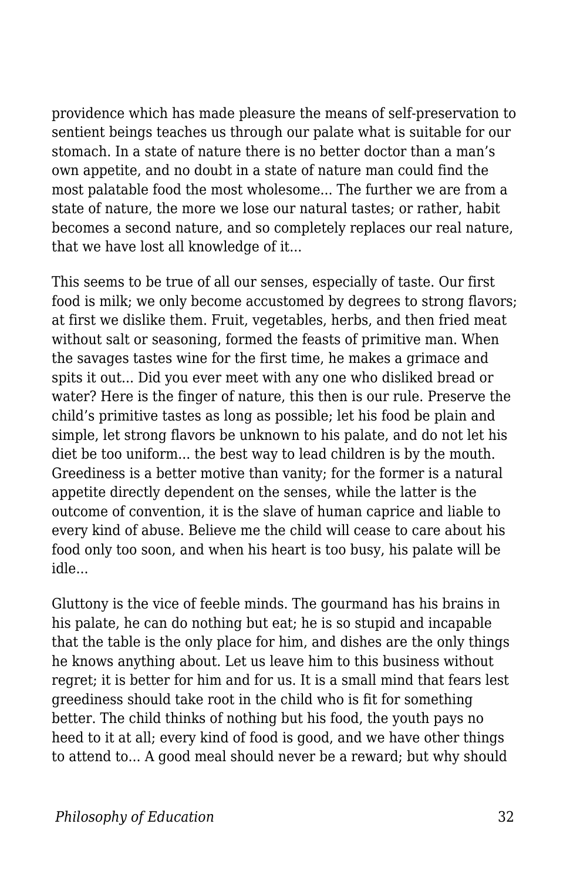providence which has made pleasure the means of self-preservation to sentient beings teaches us through our palate what is suitable for our stomach. In a state of nature there is no better doctor than a man's own appetite, and no doubt in a state of nature man could find the most palatable food the most wholesome... The further we are from a state of nature, the more we lose our natural tastes; or rather, habit becomes a second nature, and so completely replaces our real nature, that we have lost all knowledge of it...

This seems to be true of all our senses, especially of taste. Our first food is milk; we only become accustomed by degrees to strong flavors; at first we dislike them. Fruit, vegetables, herbs, and then fried meat without salt or seasoning, formed the feasts of primitive man. When the savages tastes wine for the first time, he makes a grimace and spits it out... Did you ever meet with any one who disliked bread or water? Here is the finger of nature, this then is our rule. Preserve the child's primitive tastes as long as possible; let his food be plain and simple, let strong flavors be unknown to his palate, and do not let his diet be too uniform... the best way to lead children is by the mouth. Greediness is a better motive than vanity; for the former is a natural appetite directly dependent on the senses, while the latter is the outcome of convention, it is the slave of human caprice and liable to every kind of abuse. Believe me the child will cease to care about his food only too soon, and when his heart is too busy, his palate will be idle...

Gluttony is the vice of feeble minds. The gourmand has his brains in his palate, he can do nothing but eat; he is so stupid and incapable that the table is the only place for him, and dishes are the only things he knows anything about. Let us leave him to this business without regret; it is better for him and for us. It is a small mind that fears lest greediness should take root in the child who is fit for something better. The child thinks of nothing but his food, the youth pays no heed to it at all; every kind of food is good, and we have other things to attend to... A good meal should never be a reward; but why should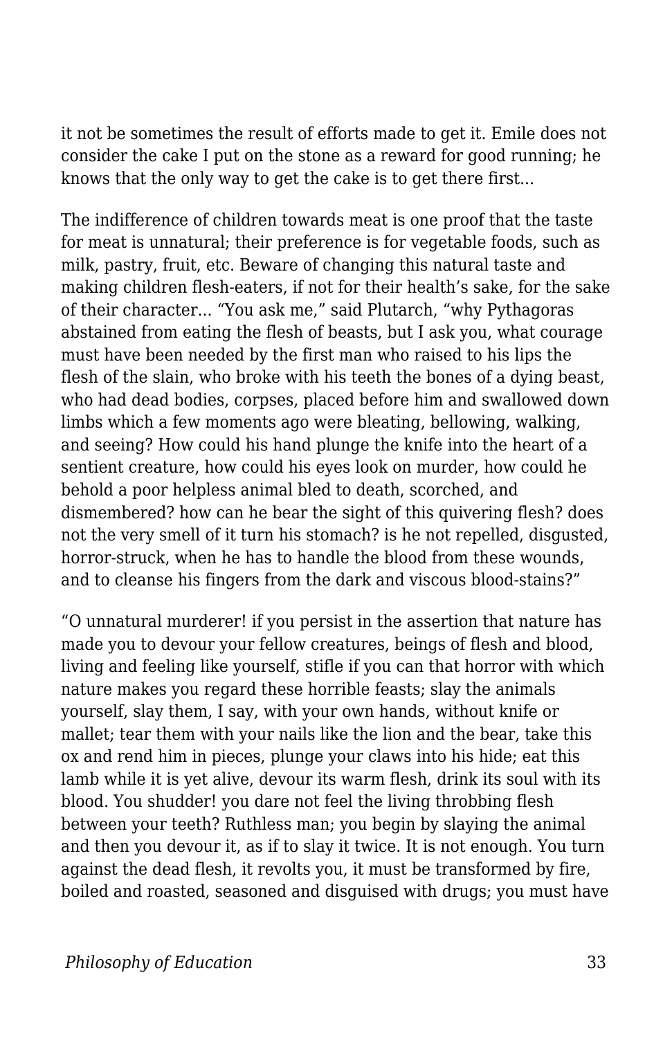it not be sometimes the result of efforts made to get it. Emile does not consider the cake I put on the stone as a reward for good running; he knows that the only way to get the cake is to get there first...

The indifference of children towards meat is one proof that the taste for meat is unnatural; their preference is for vegetable foods, such as milk, pastry, fruit, etc. Beware of changing this natural taste and making children flesh-eaters, if not for their health's sake, for the sake of their character... "You ask me," said Plutarch, "why Pythagoras abstained from eating the flesh of beasts, but I ask you, what courage must have been needed by the first man who raised to his lips the flesh of the slain, who broke with his teeth the bones of a dying beast, who had dead bodies, corpses, placed before him and swallowed down limbs which a few moments ago were bleating, bellowing, walking, and seeing? How could his hand plunge the knife into the heart of a sentient creature, how could his eyes look on murder, how could he behold a poor helpless animal bled to death, scorched, and dismembered? how can he bear the sight of this quivering flesh? does not the very smell of it turn his stomach? is he not repelled, disgusted, horror-struck, when he has to handle the blood from these wounds, and to cleanse his fingers from the dark and viscous blood-stains?"

"O unnatural murderer! if you persist in the assertion that nature has made you to devour your fellow creatures, beings of flesh and blood, living and feeling like yourself, stifle if you can that horror with which nature makes you regard these horrible feasts; slay the animals yourself, slay them, I say, with your own hands, without knife or mallet; tear them with your nails like the lion and the bear, take this ox and rend him in pieces, plunge your claws into his hide; eat this lamb while it is yet alive, devour its warm flesh, drink its soul with its blood. You shudder! you dare not feel the living throbbing flesh between your teeth? Ruthless man; you begin by slaying the animal and then you devour it, as if to slay it twice. It is not enough. You turn against the dead flesh, it revolts you, it must be transformed by fire, boiled and roasted, seasoned and disguised with drugs; you must have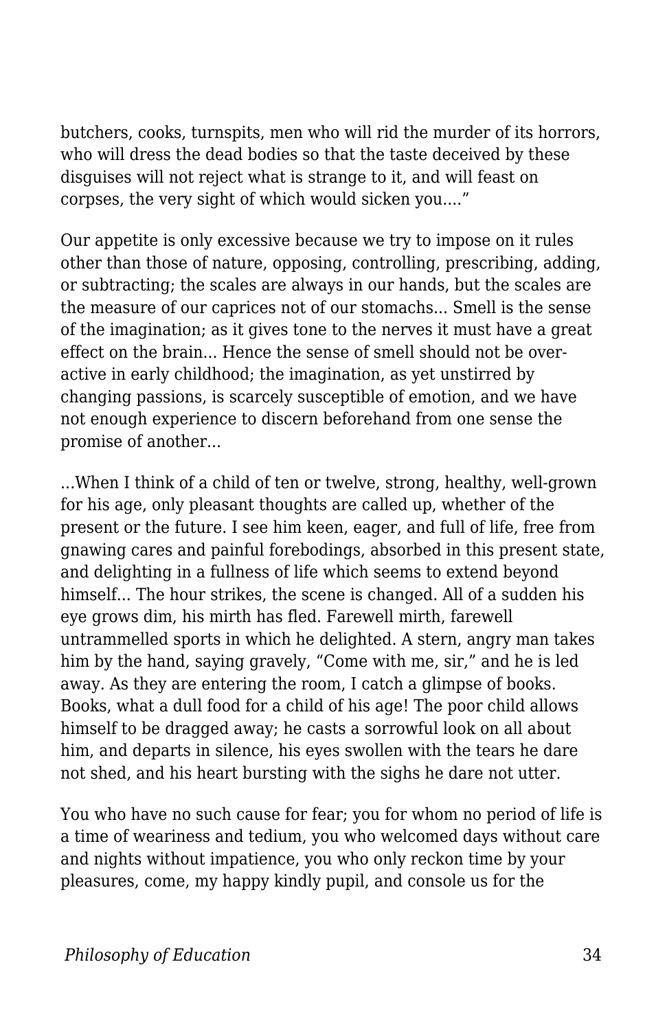butchers, cooks, turnspits, men who will rid the murder of its horrors, who will dress the dead bodies so that the taste deceived by these disguises will not reject what is strange to it, and will feast on corpses, the very sight of which would sicken you....”

Our appetite is only excessive because we try to impose on it rules other than those of nature, opposing, controlling, prescribing, adding, or subtracting; the scales are always in our hands, but the scales are the measure of our caprices not of our stomachs... Smell is the sense of the imagination; as it gives tone to the nerves it must have a great effect on the brain... Hence the sense of smell should not be over-active in early childhood; the imagination, as yet unstirred by changing passions, is scarcely susceptible of emotion, and we have not enough experience to discern beforehand from one sense the promise of another...

...When I think of a child of ten or twelve, strong, healthy, well-grown for his age, only pleasant thoughts are called up, whether of the present or the future. I see him keen, eager, and full of life, free from gnawing cares and painful forebodings, absorbed in this present state, and delighting in a fullness of life which seems to extend beyond himself... The hour strikes, the scene is changed. All of a sudden his eye grows dim, his mirth has fled. Farewell mirth, farewell untrammelled sports in which he delighted. A stern, angry man takes him by the hand, saying gravely, “Come with me, sir,” and he is led away. As they are entering the room, I catch a glimpse of books. Books, what a dull food for a child of his age! The poor child allows himself to be dragged away; he casts a sorrowful look on all about him, and departs in silence, his eyes swollen with the tears he dare not shed, and his heart bursting with the sighs he dare not utter.

You who have no such cause for fear; you for whom no period of life is a time of weariness and tedium, you who welcomed days without care and nights without impatience, you who only reckon time by your pleasures, come, my happy kindly pupil, and console us for the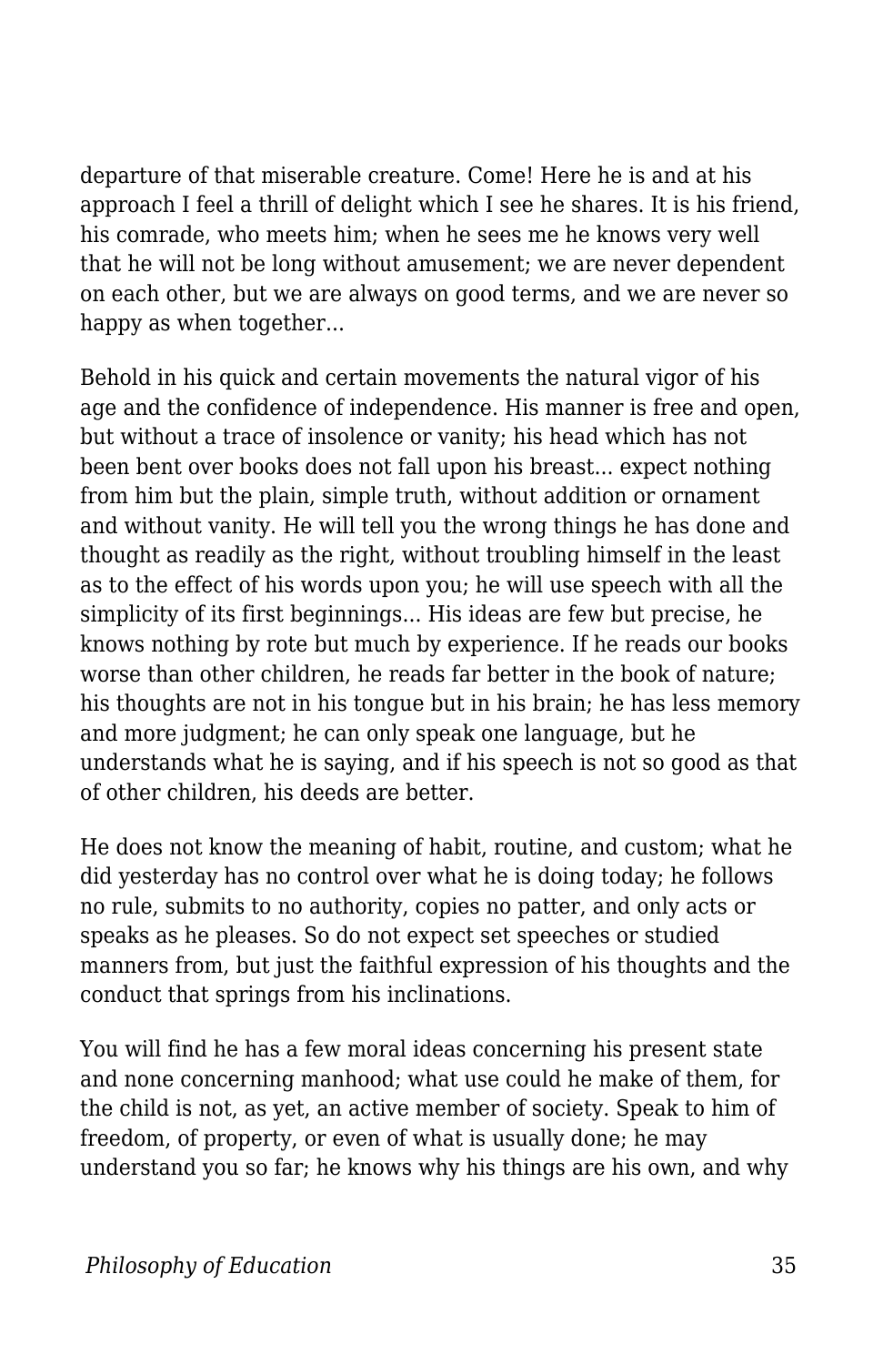departure of that miserable creature. Come! Here he is and at his approach I feel a thrill of delight which I see he shares. It is his friend, his comrade, who meets him; when he sees me he knows very well that he will not be long without amusement; we are never dependent on each other, but we are always on good terms, and we are never so happy as when together...

Behold in his quick and certain movements the natural vigor of his age and the confidence of independence. His manner is free and open, but without a trace of insolence or vanity; his head which has not been bent over books does not fall upon his breast... expect nothing from him but the plain, simple truth, without addition or ornament and without vanity. He will tell you the wrong things he has done and thought as readily as the right, without troubling himself in the least as to the effect of his words upon you; he will use speech with all the simplicity of its first beginnings... His ideas are few but precise, he knows nothing by rote but much by experience. If he reads our books worse than other children, he reads far better in the book of nature; his thoughts are not in his tongue but in his brain; he has less memory and more judgment; he can only speak one language, but he understands what he is saying, and if his speech is not so good as that of other children, his deeds are better.

He does not know the meaning of habit, routine, and custom; what he did yesterday has no control over what he is doing today; he follows no rule, submits to no authority, copies no patter, and only acts or speaks as he pleases. So do not expect set speeches or studied manners from, but just the faithful expression of his thoughts and the conduct that springs from his inclinations.

You will find he has a few moral ideas concerning his present state and none concerning manhood; what use could he make of them, for the child is not, as yet, an active member of society. Speak to him of freedom, of property, or even of what is usually done; he may understand you so far; he knows why his things are his own, and why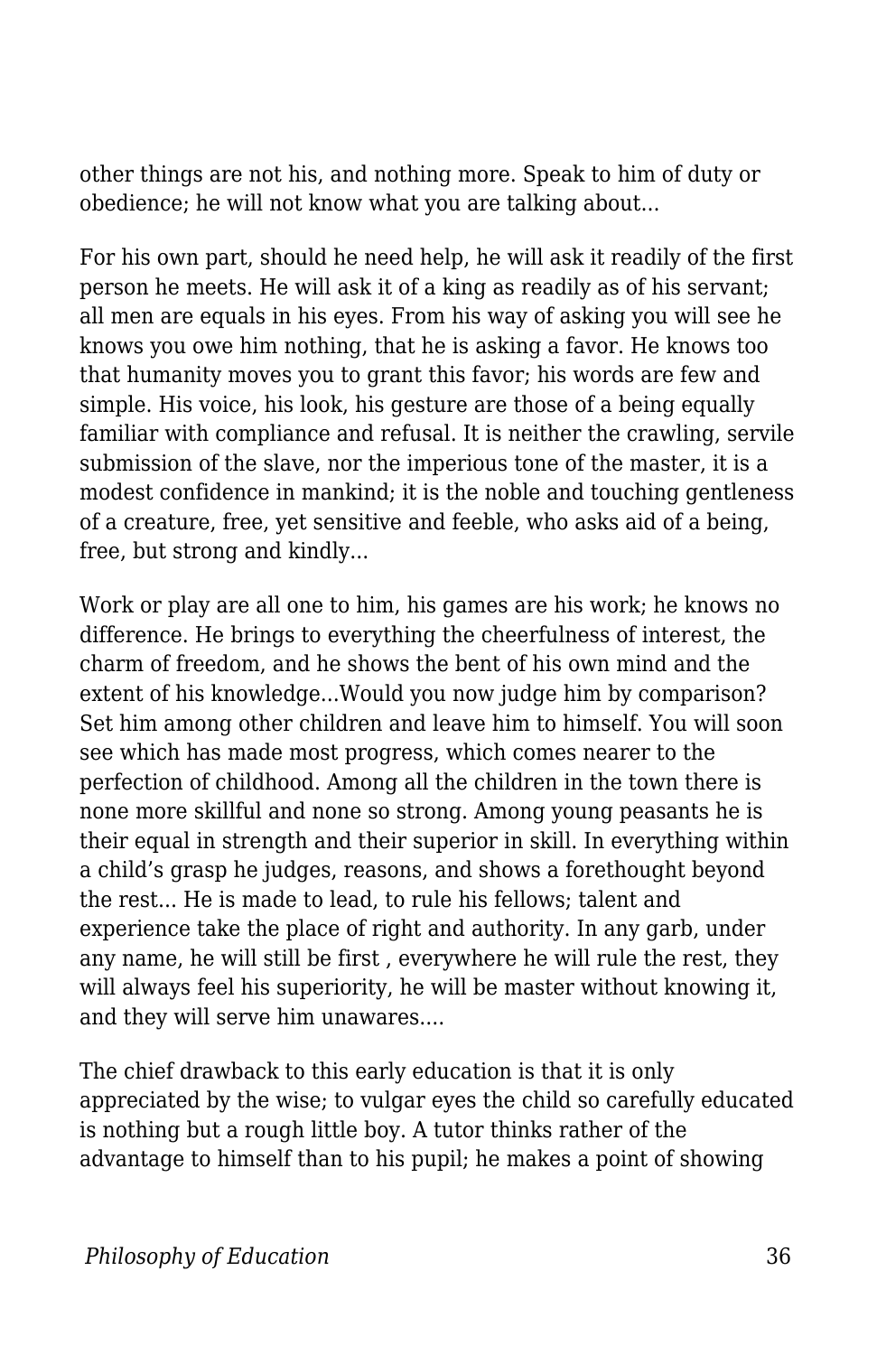other things are not his, and nothing more. Speak to him of duty or obedience; he will not know what you are talking about...

For his own part, should he need help, he will ask it readily of the first person he meets. He will ask it of a king as readily as of his servant; all men are equals in his eyes. From his way of asking you will see he knows you owe him nothing, that he is asking a favor. He knows too that humanity moves you to grant this favor; his words are few and simple. His voice, his look, his gesture are those of a being equally familiar with compliance and refusal. It is neither the crawling, servile submission of the slave, nor the imperious tone of the master, it is a modest confidence in mankind; it is the noble and touching gentleness of a creature, free, yet sensitive and feeble, who asks aid of a being, free, but strong and kindly...

Work or play are all one to him, his games are his work; he knows no difference. He brings to everything the cheerfulness of interest, the charm of freedom, and he shows the bent of his own mind and the extent of his knowledge...Would you now judge him by comparison? Set him among other children and leave him to himself. You will soon see which has made most progress, which comes nearer to the perfection of childhood. Among all the children in the town there is none more skillful and none so strong. Among young peasants he is their equal in strength and their superior in skill. In everything within a child's grasp he judges, reasons, and shows a forethought beyond the rest... He is made to lead, to rule his fellows; talent and experience take the place of right and authority. In any garb, under any name, he will still be first , everywhere he will rule the rest, they will always feel his superiority, he will be master without knowing it, and they will serve him unawares....

The chief drawback to this early education is that it is only appreciated by the wise; to vulgar eyes the child so carefully educated is nothing but a rough little boy. A tutor thinks rather of the advantage to himself than to his pupil; he makes a point of showing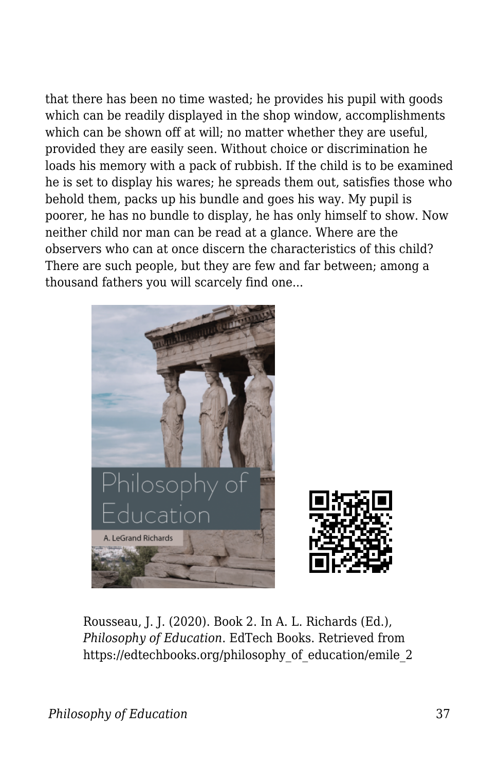that there has been no time wasted; he provides his pupil with goods which can be readily displayed in the shop window, accomplishments which can be shown off at will; no matter whether they are useful, provided they are easily seen. Without choice or discrimination he loads his memory with a pack of rubbish. If the child is to be examined he is set to display his wares; he spreads them out, satisfies those who behold them, packs up his bundle and goes his way. My pupil is poorer, he has no bundle to display, he has only himself to show. Now neither child nor man can be read at a glance. Where are the observers who can at once discern the characteristics of this child? There are such people, but they are few and far between; among a thousand fathers you will scarcely find one...

Rousseau, J. J. (2020). Book 2. In A. L. Richards (Ed.), *Philosophy of Education*. EdTech Books. Retrieved from https://edtechbooks.org/philosophy_of_education/emile_2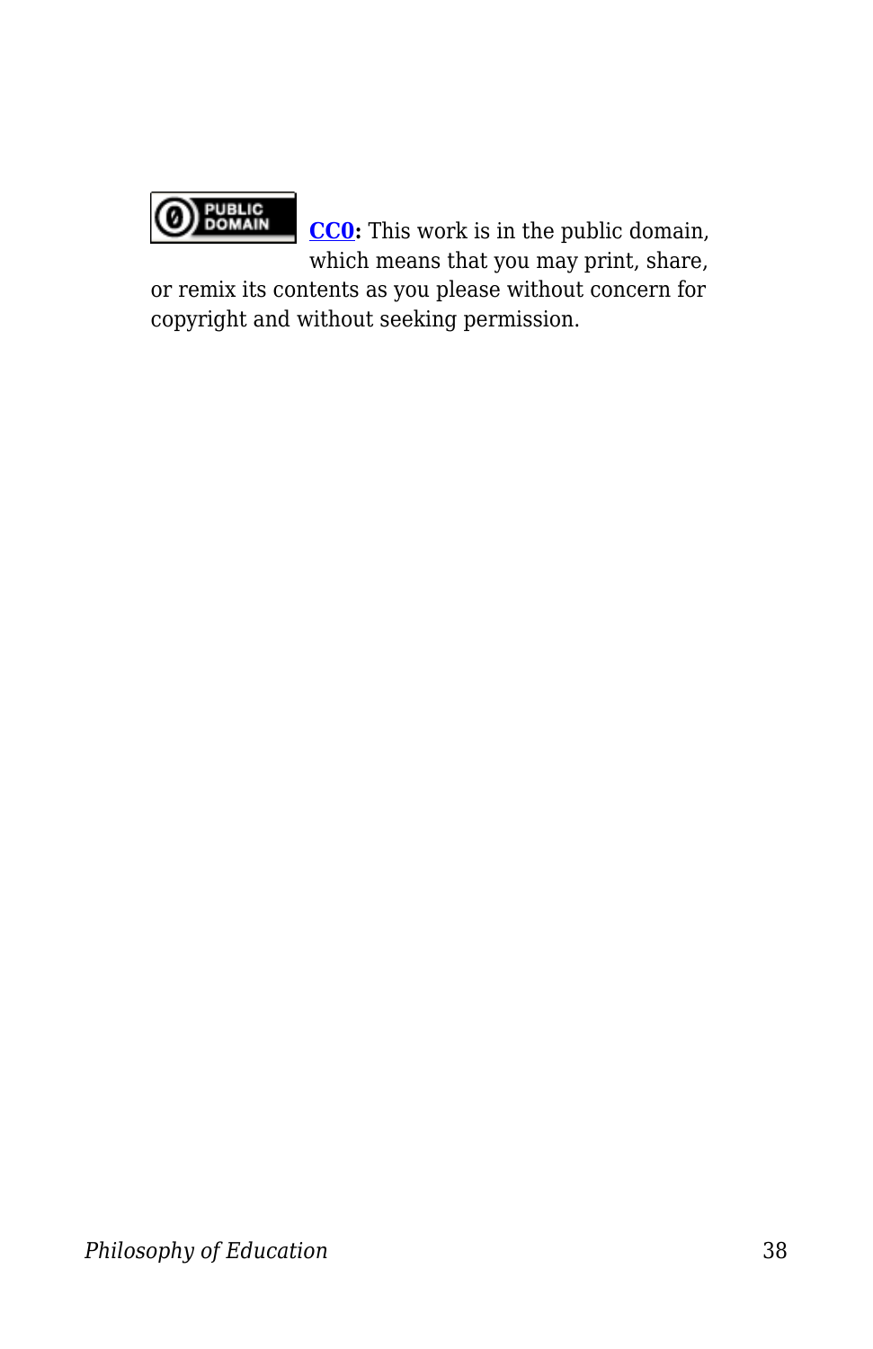**CC0:** This work is in the public domain, which means that you may print, share, or remix its contents as you please without concern for copyright and without seeking permission.